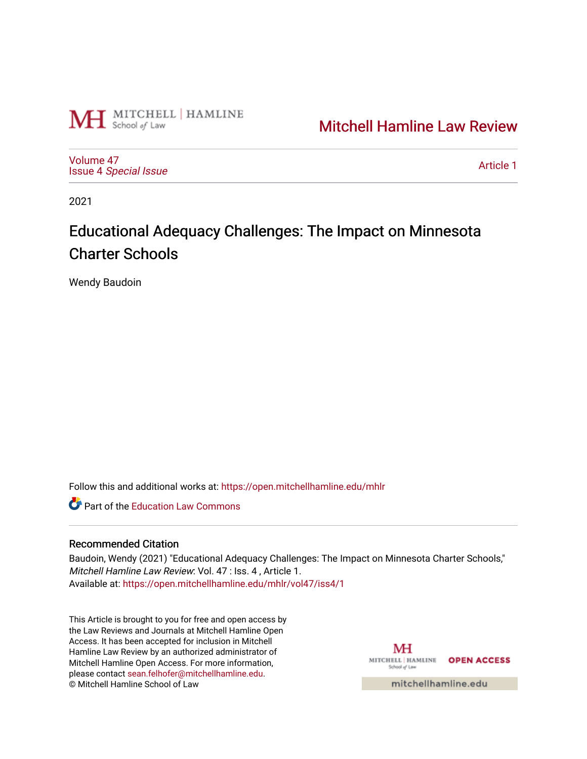Mitchell Hamline School of Law

# Mitchell Hamline Law Review

Volume 47
Issue 4 *Special Issue*

Article 1

2021

# Educational Adequacy Challenges: The Impact on Minnesota Charter Schools

Wendy Baudoin

Follow this and additional works at: https://open.mitchellhamline.edu/mhlr

Part of the Education Law Commons

## Recommended Citation

Baudoin, Wendy (2021) "Educational Adequacy Challenges: The Impact on Minnesota Charter Schools," *Mitchell Hamline Law Review*: Vol. 47 : Iss. 4 , Article 1.
Available at: https://open.mitchellhamline.edu/mhlr/vol47/iss4/1

This Article is brought to you for free and open access by the Law Reviews and Journals at Mitchell Hamline Open Access. It has been accepted for inclusion in Mitchell Hamline Law Review by an authorized administrator of Mitchell Hamline Open Access. For more information, please contact sean.felhofer@mitchellhamline.edu.
© Mitchell Hamline School of Law

MITCHELL | HAMLINE School of Law OPEN ACCESS
mitchellhamline.edu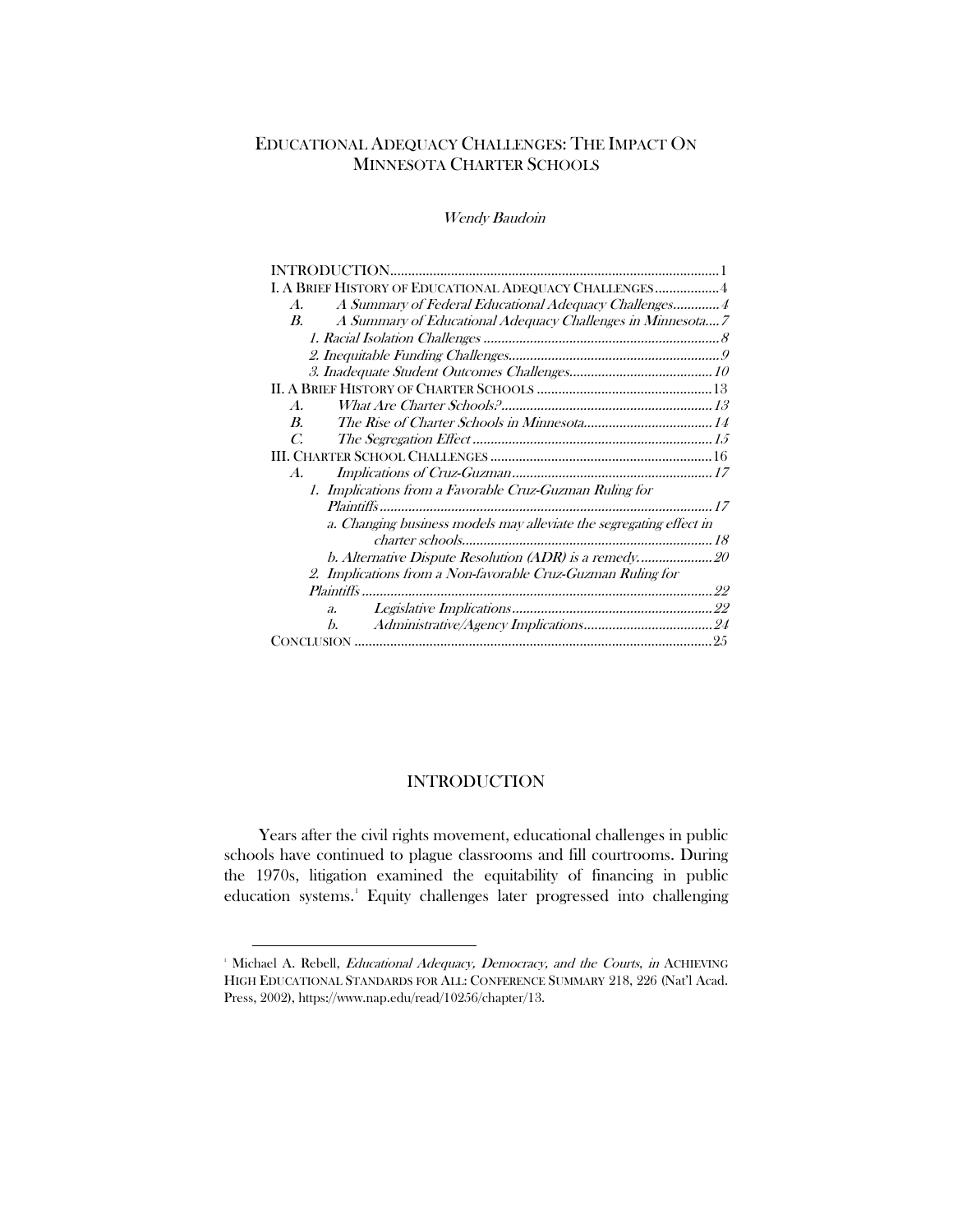# EDUCATIONAL ADEQUACY CHALLENGES: THE IMPACT ON MINNESOTA CHARTER SCHOOLS

*Wendy Baudoin*

INTRODUCTION ........................................................................................ 1

I. A BRIEF HISTORY OF EDUCATIONAL ADEQUACY CHALLENGES .................. 4

- *A. A Summary of Federal Educational Adequacy Challenges* ............. 4
- *B. A Summary of Educational Adequacy Challenges in Minnesota* .... 7
  - *1. Racial Isolation Challenges* ................................................................ 8
  - *2. Inequitable Funding Challenges* .......................................................... 9
  - *3. Inadequate Student Outcomes Challenges* ........................................ 10

II. A BRIEF HISTORY OF CHARTER SCHOOLS ................................................ 13

- *A. What Are Charter Schools?* .......................................................... 13
- *B. The Rise of Charter Schools in Minnesota* .................................... 14
- *C. The Segregation Effect* .................................................................. 15

III. CHARTER SCHOOL CHALLENGES ............................................................ 16

- *A. Implications of Cruz-Guzman* ....................................................... 17
  - *1. Implications from a Favorable Cruz-Guzman Ruling for Plaintiffs* ............................................................................................ 17
    - *a. Changing business models may alleviate the segregating effect in charter schools* ..................................................................... 18
    - *b. Alternative Dispute Resolution (ADR) is a remedy.* .................... 20
  - *2. Implications from a Non-favorable Cruz-Guzman Ruling for Plaintiffs* ................................................................................................. 22
    - *a. Legislative Implications* ....................................................... 22
    - *b. Administrative/Agency Implications* .................................... 24

CONCLUSION ................................................................................................... 25

## INTRODUCTION

Years after the civil rights movement, educational challenges in public schools have continued to plague classrooms and fill courtrooms. During the 1970s, litigation examined the equitability of financing in public education systems.[1] Equity challenges later progressed into challenging

---

[1] Michael A. Rebell, *Educational Adequacy, Democracy, and the Courts*, *in* ACHIEVING HIGH EDUCATIONAL STANDARDS FOR ALL: CONFERENCE SUMMARY 218, 226 (Nat'l Acad. Press, 2002), https://www.nap.edu/read/10256/chapter/13.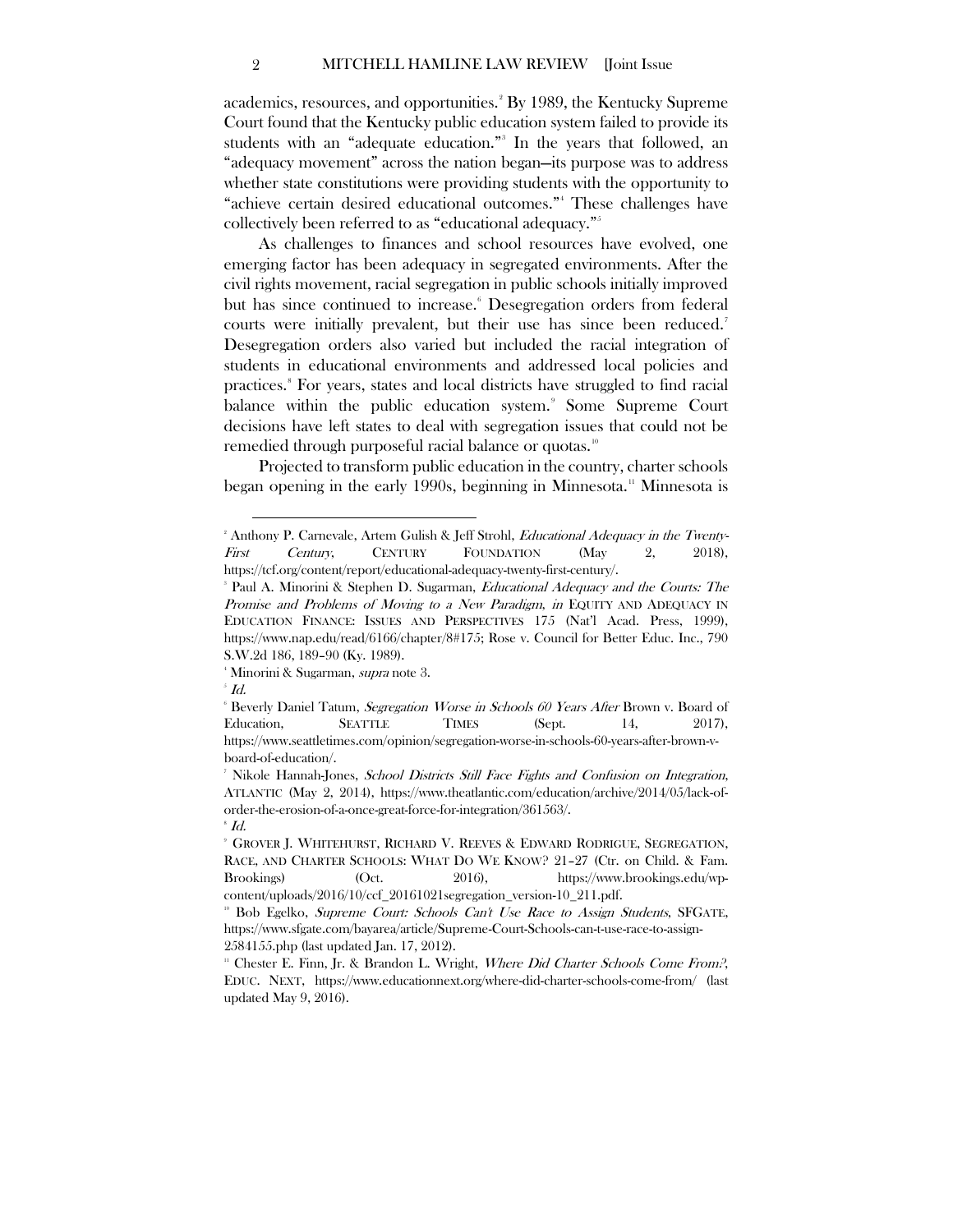academics, resources, and opportunities.[2] By 1989, the Kentucky Supreme Court found that the Kentucky public education system failed to provide its students with an "adequate education."[3] In the years that followed, an "adequacy movement" across the nation began—its purpose was to address whether state constitutions were providing students with the opportunity to "achieve certain desired educational outcomes."[4] These challenges have collectively been referred to as "educational adequacy."[5]

As challenges to finances and school resources have evolved, one emerging factor has been adequacy in segregated environments. After the civil rights movement, racial segregation in public schools initially improved but has since continued to increase.[6] Desegregation orders from federal courts were initially prevalent, but their use has since been reduced.[7] Desegregation orders also varied but included the racial integration of students in educational environments and addressed local policies and practices.[8] For years, states and local districts have struggled to find racial balance within the public education system.[9] Some Supreme Court decisions have left states to deal with segregation issues that could not be remedied through purposeful racial balance or quotas.[10]

Projected to transform public education in the country, charter schools began opening in the early 1990s, beginning in Minnesota.[11] Minnesota is

---

[2] Anthony P. Carnevale, Artem Gulish & Jeff Strohl, *Educational Adequacy in the Twenty-First Century*, CENTURY FOUNDATION (May 2, 2018), https://tcf.org/content/report/educational-adequacy-twenty-first-century/.

[3] Paul A. Minorini & Stephen D. Sugarman, *Educational Adequacy and the Courts: The Promise and Problems of Moving to a New Paradigm*, *in* EQUITY AND ADEQUACY IN EDUCATION FINANCE: ISSUES AND PERSPECTIVES 175 (Nat'l Acad. Press, 1999), https://www.nap.edu/read/6166/chapter/8#175; Rose v. Council for Better Educ. Inc., 790 S.W.2d 186, 189–90 (Ky. 1989).

[4] Minorini & Sugarman, *supra* note 3.

[5] *Id.*

[6] Beverly Daniel Tatum, *Segregation Worse in Schools 60 Years After* Brown v. Board of Education, SEATTLE TIMES (Sept. 14, 2017), https://www.seattletimes.com/opinion/segregation-worse-in-schools-60-years-after-brown-v-board-of-education/.

[7] Nikole Hannah-Jones, *School Districts Still Face Fights and Confusion on Integration*, ATLANTIC (May 2, 2014), https://www.theatlantic.com/education/archive/2014/05/lack-of-order-the-erosion-of-a-once-great-force-for-integration/361563/.

[8] *Id.*

[9] GROVER J. WHITEHURST, RICHARD V. REEVES & EDWARD RODRIGUE, SEGREGATION, RACE, AND CHARTER SCHOOLS: WHAT DO WE KNOW? 21–27 (Ctr. on Child. & Fam. Brookings) (Oct. 2016), https://www.brookings.edu/wp-content/uploads/2016/10/ccf_20161021segregation_version-10_211.pdf.

[10] Bob Egelko, *Supreme Court: Schools Can't Use Race to Assign Students*, SFGATE, https://www.sfgate.com/bayarea/article/Supreme-Court-Schools-can-t-use-race-to-assign-2584155.php (last updated Jan. 17, 2012).

[11] Chester E. Finn, Jr. & Brandon L. Wright, *Where Did Charter Schools Come From?*, EDUC. NEXT, https://www.educationnext.org/where-did-charter-schools-come-from/ (last updated May 9, 2016).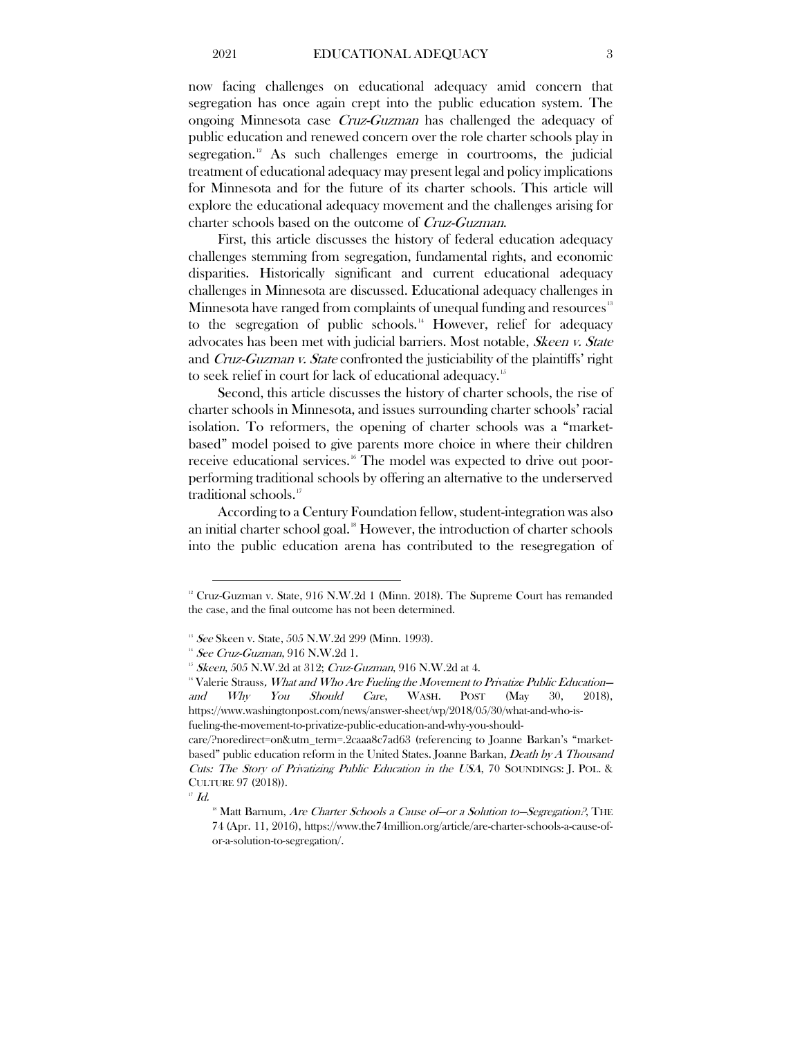now facing challenges on educational adequacy amid concern that segregation has once again crept into the public education system. The ongoing Minnesota case *Cruz-Guzman* has challenged the adequacy of public education and renewed concern over the role charter schools play in segregation.[12] As such challenges emerge in courtrooms, the judicial treatment of educational adequacy may present legal and policy implications for Minnesota and for the future of its charter schools. This article will explore the educational adequacy movement and the challenges arising for charter schools based on the outcome of *Cruz-Guzman*.

First, this article discusses the history of federal education adequacy challenges stemming from segregation, fundamental rights, and economic disparities. Historically significant and current educational adequacy challenges in Minnesota are discussed. Educational adequacy challenges in Minnesota have ranged from complaints of unequal funding and resources[13] to the segregation of public schools.[14] However, relief for adequacy advocates has been met with judicial barriers. Most notable, *Skeen v. State* and *Cruz-Guzman v. State* confronted the justiciability of the plaintiffs' right to seek relief in court for lack of educational adequacy.[15]

Second, this article discusses the history of charter schools, the rise of charter schools in Minnesota, and issues surrounding charter schools' racial isolation. To reformers, the opening of charter schools was a "market-based" model poised to give parents more choice in where their children receive educational services.[16] The model was expected to drive out poor-performing traditional schools by offering an alternative to the underserved traditional schools.[17]

According to a Century Foundation fellow, student-integration was also an initial charter school goal.[18] However, the introduction of charter schools into the public education arena has contributed to the resegregation of

---

[12] Cruz-Guzman v. State, 916 N.W.2d 1 (Minn. 2018). The Supreme Court has remanded the case, and the final outcome has not been determined.

[13] *See* Skeen v. State, 505 N.W.2d 299 (Minn. 1993).

[14] *See Cruz-Guzman*, 916 N.W.2d 1.

[15] *Skeen*, 505 N.W.2d at 312; *Cruz-Guzman*, 916 N.W.2d at 4.

[16] Valerie Strauss, *What and Who Are Fueling the Movement to Privatize Public Education—and Why You Should Care*, WASH. POST (May 30, 2018), https://www.washingtonpost.com/news/answer-sheet/wp/2018/05/30/what-and-who-is-fueling-the-movement-to-privatize-public-education-and-why-you-should-care/?noredirect=on&utm_term=.2caaa8c7ad63 (referencing to Joanne Barkan's "market-based" public education reform in the United States. Joanne Barkan, *Death by A Thousand Cuts: The Story of Privatizing Public Education in the USA*, 70 SOUNDINGS: J. POL. & CULTURE 97 (2018)).

[17] *Id.*

[18] Matt Barnum, *Are Charter Schools a Cause of—or a Solution to—Segregation?*, THE 74 (Apr. 11, 2016), https://www.the74million.org/article/are-charter-schools-a-cause-of-or-a-solution-to-segregation/.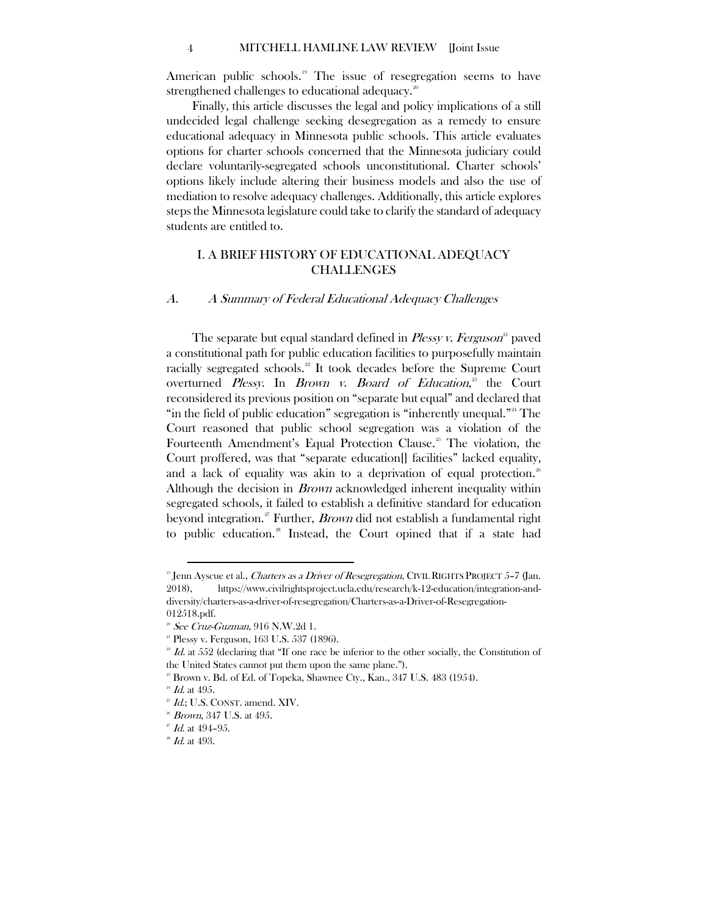American public schools.[19] The issue of resegregation seems to have strengthened challenges to educational adequacy.[20]

Finally, this article discusses the legal and policy implications of a still undecided legal challenge seeking desegregation as a remedy to ensure educational adequacy in Minnesota public schools. This article evaluates options for charter schools concerned that the Minnesota judiciary could declare voluntarily-segregated schools unconstitutional. Charter schools' options likely include altering their business models and also the use of mediation to resolve adequacy challenges. Additionally, this article explores steps the Minnesota legislature could take to clarify the standard of adequacy students are entitled to.

## I. A BRIEF HISTORY OF EDUCATIONAL ADEQUACY CHALLENGES

### A. *A Summary of Federal Educational Adequacy Challenges*

The separate but equal standard defined in *Plessy v. Ferguson*[21] paved a constitutional path for public education facilities to purposefully maintain racially segregated schools.[22] It took decades before the Supreme Court overturned *Plessy*. In *Brown v. Board of Education*,[23] the Court reconsidered its previous position on "separate but equal" and declared that "in the field of public education" segregation is "inherently unequal."[24] The Court reasoned that public school segregation was a violation of the Fourteenth Amendment's Equal Protection Clause.[25] The violation, the Court proffered, was that "separate education[] facilities" lacked equality, and a lack of equality was akin to a deprivation of equal protection.[26] Although the decision in *Brown* acknowledged inherent inequality within segregated schools, it failed to establish a definitive standard for education beyond integration.[27] Further, *Brown* did not establish a fundamental right to public education.[28] Instead, the Court opined that if a state had

---

[19] Jenn Ayscue et al., *Charters as a Driver of Resegregation*, CIVIL RIGHTS PROJECT 5–7 (Jan. 2018), https://www.civilrightsproject.ucla.edu/research/k-12-education/integration-and-diversity/charters-as-a-driver-of-resegregation/Charters-as-a-Driver-of-Resegregation-012518.pdf.

[20] *See Cruz-Guzman*, 916 N.W.2d 1.

[21] Plessy v. Ferguson, 163 U.S. 537 (1896).

[22] *Id.* at 552 (declaring that "If one race be inferior to the other socially, the Constitution of the United States cannot put them upon the same plane.").

[23] Brown v. Bd. of Ed. of Topeka, Shawnee Cty., Kan., 347 U.S. 483 (1954).

[24] *Id.* at 495.

[25] *Id.*; U.S. CONST. amend. XIV.

[26] *Brown*, 347 U.S. at 495.

[27] *Id.* at 494–95.

[28] *Id.* at 493.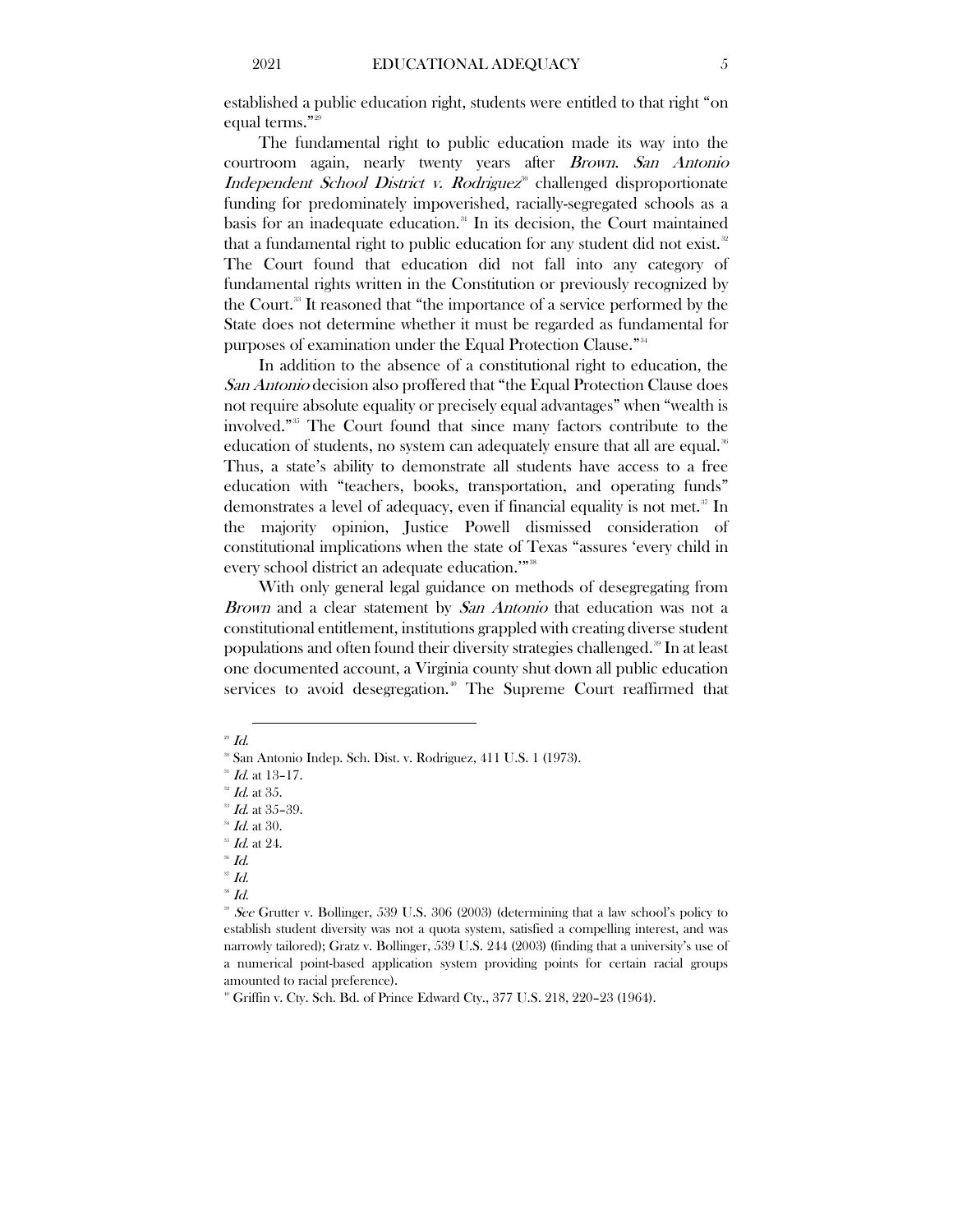established a public education right, students were entitled to that right "on equal terms."[29]

The fundamental right to public education made its way into the courtroom again, nearly twenty years after *Brown*. *San Antonio Independent School District v. Rodriguez*[30] challenged disproportionate funding for predominately impoverished, racially-segregated schools as a basis for an inadequate education.[31] In its decision, the Court maintained that a fundamental right to public education for any student did not exist.[32] The Court found that education did not fall into any category of fundamental rights written in the Constitution or previously recognized by the Court.[33] It reasoned that "the importance of a service performed by the State does not determine whether it must be regarded as fundamental for purposes of examination under the Equal Protection Clause."[34]

In addition to the absence of a constitutional right to education, the *San Antonio* decision also proffered that "the Equal Protection Clause does not require absolute equality or precisely equal advantages" when "wealth is involved."[35] The Court found that since many factors contribute to the education of students, no system can adequately ensure that all are equal.[36] Thus, a state's ability to demonstrate all students have access to a free education with "teachers, books, transportation, and operating funds" demonstrates a level of adequacy, even if financial equality is not met.[37] In the majority opinion, Justice Powell dismissed consideration of constitutional implications when the state of Texas "assures 'every child in every school district an adequate education.'"[38]

With only general legal guidance on methods of desegregating from *Brown* and a clear statement by *San Antonio* that education was not a constitutional entitlement, institutions grappled with creating diverse student populations and often found their diversity strategies challenged.[39] In at least one documented account, a Virginia county shut down all public education services to avoid desegregation.[40] The Supreme Court reaffirmed that

---

[29] *Id.*

[30] San Antonio Indep. Sch. Dist. v. Rodriguez, 411 U.S. 1 (1973).

[31] *Id.* at 13–17.

[32] *Id.* at 35.

[33] *Id.* at 35–39.

[34] *Id.* at 30.

[35] *Id.* at 24.

[36] *Id.*

[37] *Id.*

[38] *Id.*

[39] *See* Grutter v. Bollinger, 539 U.S. 306 (2003) (determining that a law school's policy to establish student diversity was not a quota system, satisfied a compelling interest, and was narrowly tailored); Gratz v. Bollinger, 539 U.S. 244 (2003) (finding that a university's use of a numerical point-based application system providing points for certain racial groups amounted to racial preference).

[40] Griffin v. Cty. Sch. Bd. of Prince Edward Cty., 377 U.S. 218, 220–23 (1964).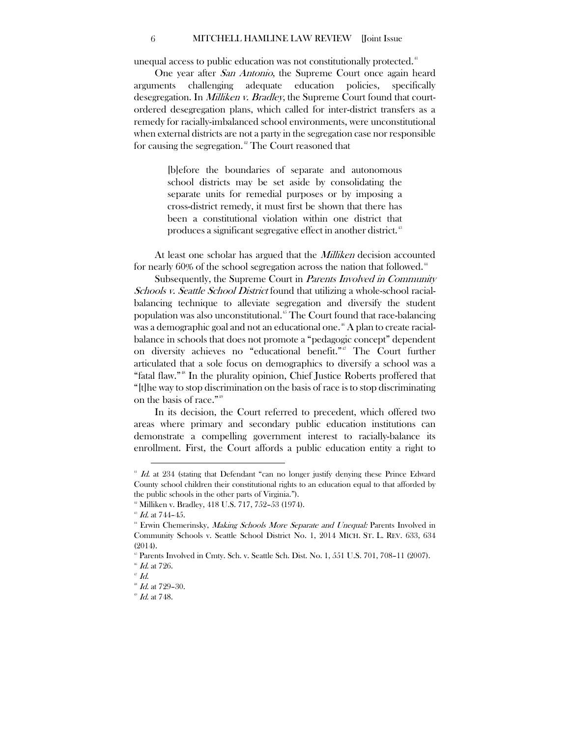unequal access to public education was not constitutionally protected.[41]

One year after *San Antonio*, the Supreme Court once again heard arguments challenging adequate education policies, specifically desegregation. In *Milliken v. Bradley*, the Supreme Court found that court-ordered desegregation plans, which called for inter-district transfers as a remedy for racially-imbalanced school environments, were unconstitutional when external districts are not a party in the segregation case nor responsible for causing the segregation.[42] The Court reasoned that

> [b]efore the boundaries of separate and autonomous school districts may be set aside by consolidating the separate units for remedial purposes or by imposing a cross-district remedy, it must first be shown that there has been a constitutional violation within one district that produces a significant segregative effect in another district.[43]

At least one scholar has argued that the *Milliken* decision accounted for nearly 60% of the school segregation across the nation that followed.[44]

Subsequently, the Supreme Court in *Parents Involved in Community Schools v. Seattle School District* found that utilizing a whole-school racial-balancing technique to alleviate segregation and diversify the student population was also unconstitutional.[45] The Court found that race-balancing was a demographic goal and not an educational one.[46] A plan to create racial-balance in schools that does not promote a "pedagogic concept" dependent on diversity achieves no "educational benefit."[47] The Court further articulated that a sole focus on demographics to diversify a school was a "fatal flaw."[48] In the plurality opinion, Chief Justice Roberts proffered that "[t]he way to stop discrimination on the basis of race is to stop discriminating on the basis of race."[49]

In its decision, the Court referred to precedent, which offered two areas where primary and secondary public education institutions can demonstrate a compelling government interest to racially-balance its enrollment. First, the Court affords a public education entity a right to

---

[41] *Id.* at 234 (stating that Defendant "can no longer justify denying these Prince Edward County school children their constitutional rights to an education equal to that afforded by the public schools in the other parts of Virginia.").

[42] Milliken v. Bradley, 418 U.S. 717, 752–53 (1974).

[43] *Id.* at 744–45.

[44] Erwin Chemerinsky, *Making Schools More Separate and Unequal:* Parents Involved in Community Schools v. Seattle School District No. 1, 2014 MICH. ST. L. REV. 633, 634 (2014).

[45] Parents Involved in Cmty. Sch. v. Seattle Sch. Dist. No. 1, 551 U.S. 701, 708–11 (2007).

[46] *Id.* at 726.

[47] *Id.*

[48] *Id.* at 729–30.

[49] *Id.* at 748.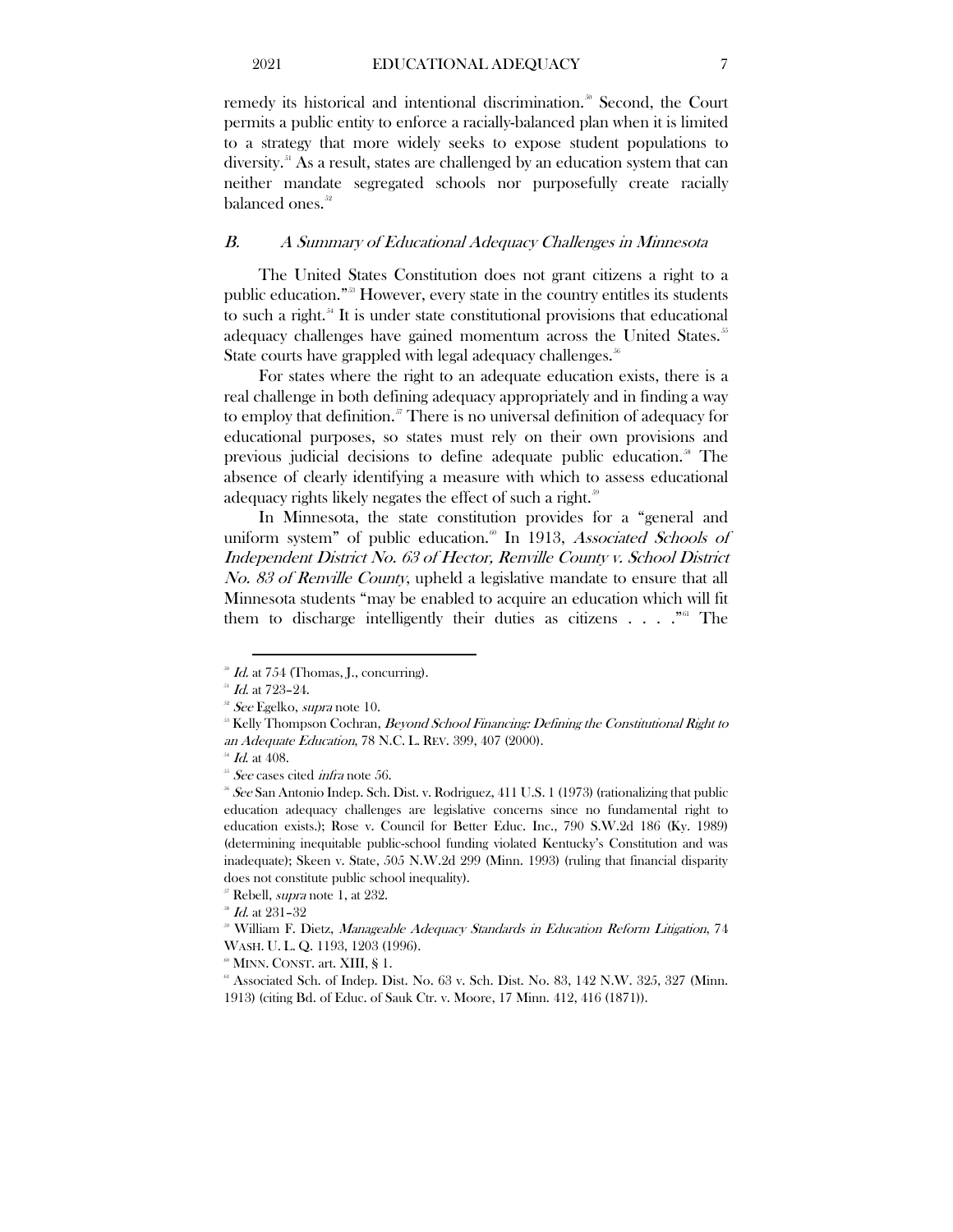remedy its historical and intentional discrimination.[50] Second, the Court permits a public entity to enforce a racially-balanced plan when it is limited to a strategy that more widely seeks to expose student populations to diversity.[51] As a result, states are challenged by an education system that can neither mandate segregated schools nor purposefully create racially balanced ones.[52]

### B. *A Summary of Educational Adequacy Challenges in Minnesota*

The United States Constitution does not grant citizens a right to a public education."[53] However, every state in the country entitles its students to such a right.[54] It is under state constitutional provisions that educational adequacy challenges have gained momentum across the United States.[55] State courts have grappled with legal adequacy challenges.[56]

For states where the right to an adequate education exists, there is a real challenge in both defining adequacy appropriately and in finding a way to employ that definition.[57] There is no universal definition of adequacy for educational purposes, so states must rely on their own provisions and previous judicial decisions to define adequate public education.[58] The absence of clearly identifying a measure with which to assess educational adequacy rights likely negates the effect of such a right.[59]

In Minnesota, the state constitution provides for a "general and uniform system" of public education.[60] In 1913, *Associated Schools of Independent District No. 63 of Hector, Renville County v. School District No. 83 of Renville County*, upheld a legislative mandate to ensure that all Minnesota students "may be enabled to acquire an education which will fit them to discharge intelligently their duties as citizens . . . ."[61] The

---

[50] *Id.* at 754 (Thomas, J., concurring).

[51] *Id.* at 723–24.

[52] *See* Egelko, *supra* note 10.

[53] Kelly Thompson Cochran, *Beyond School Financing: Defining the Constitutional Right to an Adequate Education*, 78 N.C. L. REV. 399, 407 (2000).

[54] *Id.* at 408.

[55] *See* cases cited *infra* note 56.

[56] *See* San Antonio Indep. Sch. Dist. v. Rodriguez, 411 U.S. 1 (1973) (rationalizing that public education adequacy challenges are legislative concerns since no fundamental right to education exists.); Rose v. Council for Better Educ. Inc., 790 S.W.2d 186 (Ky. 1989) (determining inequitable public-school funding violated Kentucky's Constitution and was inadequate); Skeen v. State, 505 N.W.2d 299 (Minn. 1993) (ruling that financial disparity does not constitute public school inequality).

[57] Rebell, *supra* note 1, at 232.

[58] *Id.* at 231–32

[59] William F. Dietz, *Manageable Adequacy Standards in Education Reform Litigation*, 74 WASH. U. L. Q. 1193, 1203 (1996).

[60] MINN. CONST. art. XIII, § 1.

[61] Associated Sch. of Indep. Dist. No. 63 v. Sch. Dist. No. 83, 142 N.W. 325, 327 (Minn. 1913) (citing Bd. of Educ. of Sauk Ctr. v. Moore, 17 Minn. 412, 416 (1871)).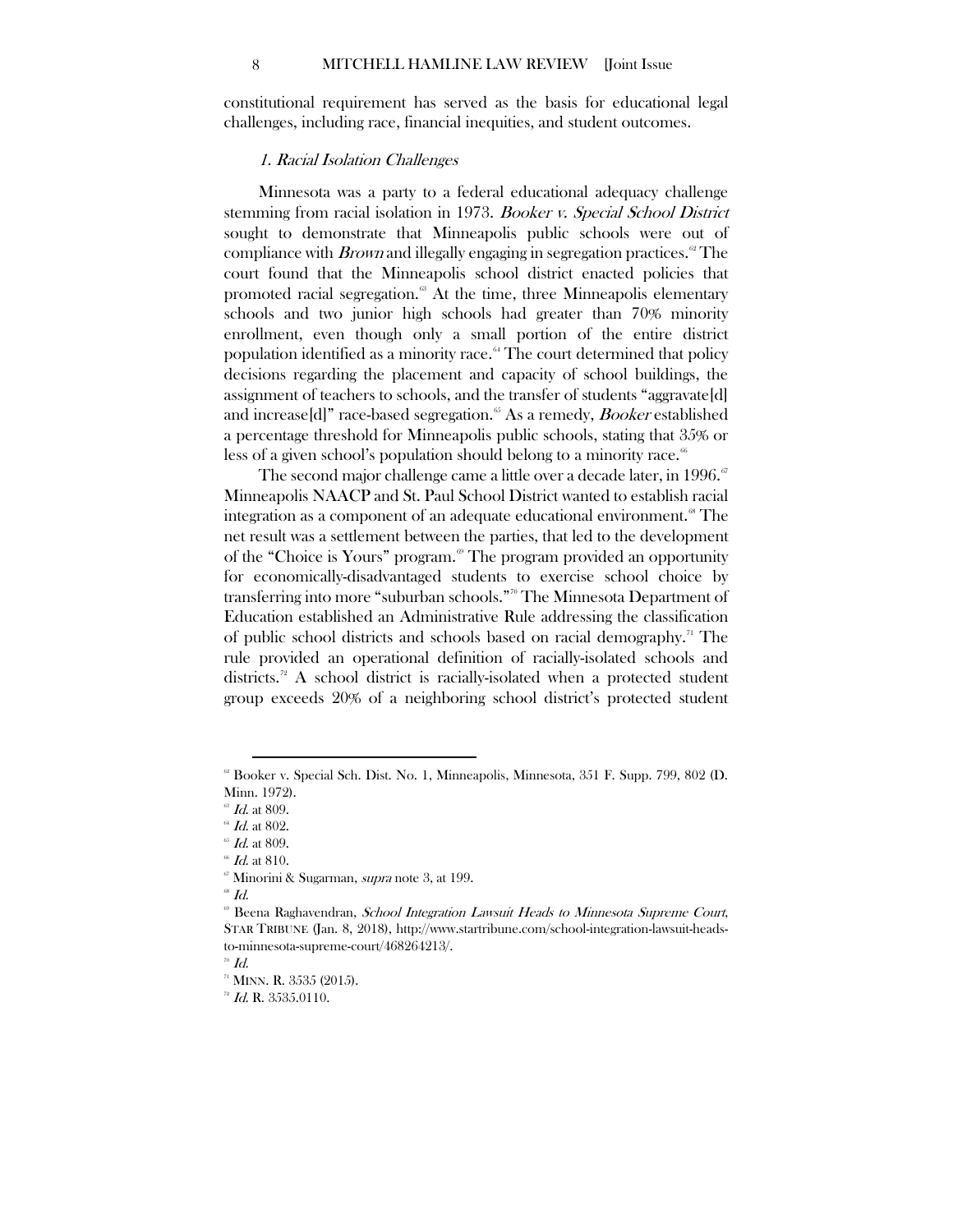constitutional requirement has served as the basis for educational legal challenges, including race, financial inequities, and student outcomes.

### *1. Racial Isolation Challenges*

Minnesota was a party to a federal educational adequacy challenge stemming from racial isolation in 1973. *Booker v. Special School District* sought to demonstrate that Minneapolis public schools were out of compliance with *Brown* and illegally engaging in segregation practices.[62] The court found that the Minneapolis school district enacted policies that promoted racial segregation.[63] At the time, three Minneapolis elementary schools and two junior high schools had greater than 70% minority enrollment, even though only a small portion of the entire district population identified as a minority race.[64] The court determined that policy decisions regarding the placement and capacity of school buildings, the assignment of teachers to schools, and the transfer of students "aggravate[d] and increase[d]" race-based segregation.[65] As a remedy, *Booker* established a percentage threshold for Minneapolis public schools, stating that 35% or less of a given school's population should belong to a minority race.[66]

The second major challenge came a little over a decade later, in 1996.[67] Minneapolis NAACP and St. Paul School District wanted to establish racial integration as a component of an adequate educational environment.[68] The net result was a settlement between the parties, that led to the development of the "Choice is Yours" program.[69] The program provided an opportunity for economically-disadvantaged students to exercise school choice by transferring into more "suburban schools."[70] The Minnesota Department of Education established an Administrative Rule addressing the classification of public school districts and schools based on racial demography.[71] The rule provided an operational definition of racially-isolated schools and districts.[72] A school district is racially-isolated when a protected student group exceeds 20% of a neighboring school district's protected student

---

[62] Booker v. Special Sch. Dist. No. 1, Minneapolis, Minnesota, 351 F. Supp. 799, 802 (D. Minn. 1972).

[63] *Id.* at 809.

[64] *Id.* at 802.

[65] *Id.* at 809.

[66] *Id.* at 810.

[67] Minorini & Sugarman, *supra* note 3, at 199.

[68] *Id.*

[69] Beena Raghavendran, *School Integration Lawsuit Heads to Minnesota Supreme Court*, STAR TRIBUNE (Jan. 8, 2018), http://www.startribune.com/school-integration-lawsuit-heads-to-minnesota-supreme-court/468264213/.

[70] *Id.*

[71] MINN. R. 3535 (2015).

[72] *Id.* R. 3535.0110.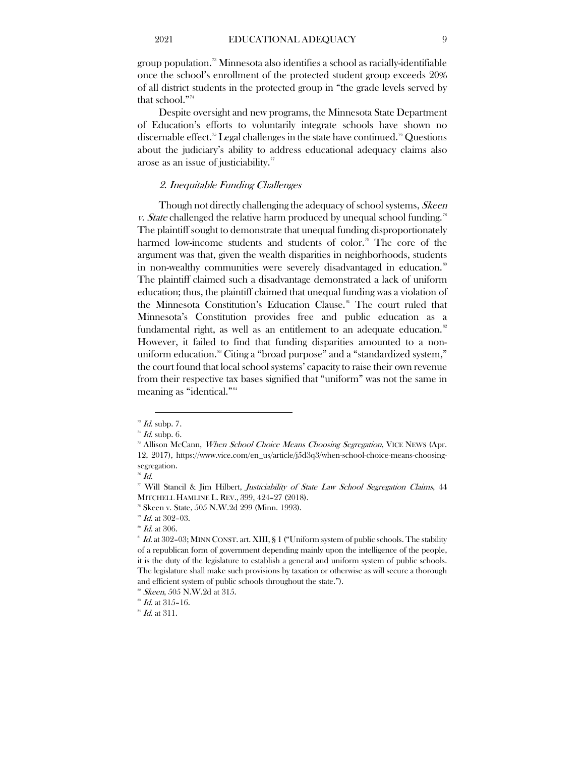group population.[73] Minnesota also identifies a school as racially-identifiable once the school's enrollment of the protected student group exceeds 20% of all district students in the protected group in "the grade levels served by that school."[74]

Despite oversight and new programs, the Minnesota State Department of Education's efforts to voluntarily integrate schools have shown no discernable effect.[75] Legal challenges in the state have continued.[76] Questions about the judiciary's ability to address educational adequacy claims also arose as an issue of justiciability.[77]

### *2. Inequitable Funding Challenges*

Though not directly challenging the adequacy of school systems, *Skeen v. State* challenged the relative harm produced by unequal school funding.[78] The plaintiff sought to demonstrate that unequal funding disproportionately harmed low-income students and students of color.[79] The core of the argument was that, given the wealth disparities in neighborhoods, students in non-wealthy communities were severely disadvantaged in education.[80] The plaintiff claimed such a disadvantage demonstrated a lack of uniform education; thus, the plaintiff claimed that unequal funding was a violation of the Minnesota Constitution's Education Clause.[81] The court ruled that Minnesota's Constitution provides free and public education as a fundamental right, as well as an entitlement to an adequate education.[82] However, it failed to find that funding disparities amounted to a non-uniform education.[83] Citing a "broad purpose" and a "standardized system," the court found that local school systems' capacity to raise their own revenue from their respective tax bases signified that "uniform" was not the same in meaning as "identical."[84]

---

[73] *Id.* subp. 7.

[74] *Id.* subp. 6.

[75] Allison McCann, *When School Choice Means Choosing Segregation*, VICE NEWS (Apr. 12, 2017), https://www.vice.com/en_us/article/j5d3q3/when-school-choice-means-choosing-segregation.

[76] *Id.*

[77] Will Stancil & Jim Hilbert, *Justiciability of State Law School Segregation Claims*, 44 MITCHELL HAMLINE L. REV., 399, 424–27 (2018).

[78] Skeen v. State, 505 N.W.2d 299 (Minn. 1993).

[79] *Id.* at 302–03.

[80] *Id.* at 306.

[81] *Id.* at 302–03; MINN CONST. art. XIII, § 1 ("Uniform system of public schools. The stability of a republican form of government depending mainly upon the intelligence of the people, it is the duty of the legislature to establish a general and uniform system of public schools. The legislature shall make such provisions by taxation or otherwise as will secure a thorough and efficient system of public schools throughout the state.").

[82] *Skeen*, 505 N.W.2d at 315.

[83] *Id.* at 315–16.

[84] *Id.* at 311.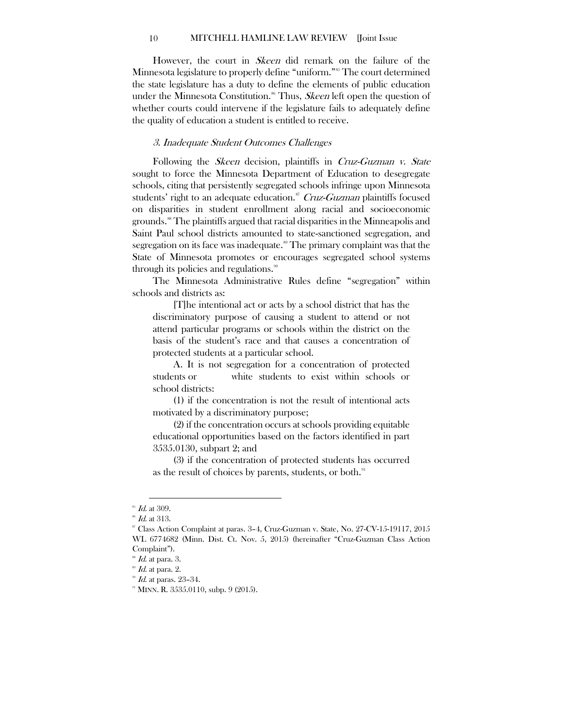However, the court in *Skeen* did remark on the failure of the Minnesota legislature to properly define "uniform."[85] The court determined the state legislature has a duty to define the elements of public education under the Minnesota Constitution.[86] Thus, *Skeen* left open the question of whether courts could intervene if the legislature fails to adequately define the quality of education a student is entitled to receive.

### *3. Inadequate Student Outcomes Challenges*

Following the *Skeen* decision, plaintiffs in *Cruz-Guzman v. State* sought to force the Minnesota Department of Education to desegregate schools, citing that persistently segregated schools infringe upon Minnesota students' right to an adequate education.[87] *Cruz-Guzman* plaintiffs focused on disparities in student enrollment along racial and socioeconomic grounds.[88] The plaintiffs argued that racial disparities in the Minneapolis and Saint Paul school districts amounted to state-sanctioned segregation, and segregation on its face was inadequate.[89] The primary complaint was that the State of Minnesota promotes or encourages segregated school systems through its policies and regulations.[90]

The Minnesota Administrative Rules define "segregation" within schools and districts as:

> [T]he intentional act or acts by a school district that has the discriminatory purpose of causing a student to attend or not attend particular programs or schools within the district on the basis of the student's race and that causes a concentration of protected students at a particular school.
>
> A. It is not segregation for a concentration of protected students or white students to exist within schools or school districts:
>
> (1) if the concentration is not the result of intentional acts motivated by a discriminatory purpose;
>
> (2) if the concentration occurs at schools providing equitable educational opportunities based on the factors identified in part 3535.0130, subpart 2; and
>
> (3) if the concentration of protected students has occurred as the result of choices by parents, students, or both.[91]

---

[85] *Id.* at 309.

[86] *Id.* at 313.

[87] Class Action Complaint at paras. 3–4, Cruz-Guzman v. State, No. 27-CV-15-19117, 2015 WL 6774682 (Minn. Dist. Ct. Nov. 5, 2015) (hereinafter "Cruz-Guzman Class Action Complaint").

[88] *Id.* at para. 3.

[89] *Id.* at para. 2.

[90] *Id.* at paras. 23–34.

[91] MINN. R. 3535.0110, subp. 9 (2015).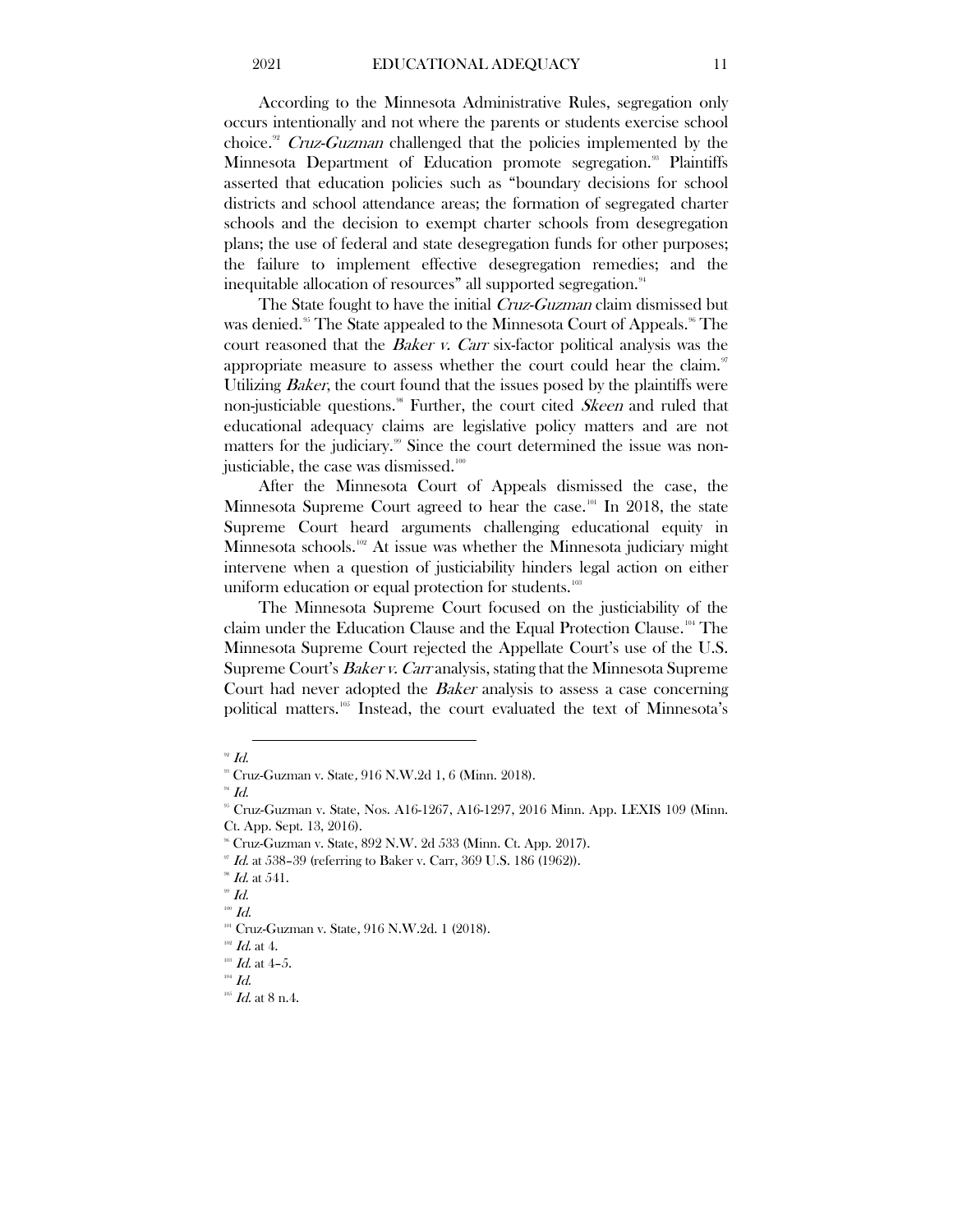According to the Minnesota Administrative Rules, segregation only occurs intentionally and not where the parents or students exercise school choice.[92] *Cruz-Guzman* challenged that the policies implemented by the Minnesota Department of Education promote segregation.[93] Plaintiffs asserted that education policies such as "boundary decisions for school districts and school attendance areas; the formation of segregated charter schools and the decision to exempt charter schools from desegregation plans; the use of federal and state desegregation funds for other purposes; the failure to implement effective desegregation remedies; and the inequitable allocation of resources" all supported segregation.[94]

The State fought to have the initial *Cruz-Guzman* claim dismissed but was denied.[95] The State appealed to the Minnesota Court of Appeals.[96] The court reasoned that the *Baker v. Carr* six-factor political analysis was the appropriate measure to assess whether the court could hear the claim.[97] Utilizing *Baker*, the court found that the issues posed by the plaintiffs were non-justiciable questions.[98] Further, the court cited *Skeen* and ruled that educational adequacy claims are legislative policy matters and are not matters for the judiciary.[99] Since the court determined the issue was non-justiciable, the case was dismissed.[100]

After the Minnesota Court of Appeals dismissed the case, the Minnesota Supreme Court agreed to hear the case.[101] In 2018, the state Supreme Court heard arguments challenging educational equity in Minnesota schools.[102] At issue was whether the Minnesota judiciary might intervene when a question of justiciability hinders legal action on either uniform education or equal protection for students.[103]

The Minnesota Supreme Court focused on the justiciability of the claim under the Education Clause and the Equal Protection Clause.[104] The Minnesota Supreme Court rejected the Appellate Court's use of the U.S. Supreme Court's *Baker v. Carr* analysis, stating that the Minnesota Supreme Court had never adopted the *Baker* analysis to assess a case concerning political matters.[105] Instead, the court evaluated the text of Minnesota's

---

[92] *Id.*

[93] Cruz-Guzman v. State*,* 916 N.W.2d 1, 6 (Minn. 2018).

[94] *Id.*

[95] Cruz-Guzman v. State, Nos. A16-1267, A16-1297, 2016 Minn. App. LEXIS 109 (Minn. Ct. App. Sept. 13, 2016).

[96] Cruz-Guzman v. State, 892 N.W. 2d 533 (Minn. Ct. App. 2017).

[97] *Id.* at 538–39 (referring to Baker v. Carr, 369 U.S. 186 (1962)).

[98] *Id.* at 541.

[99] *Id.*

[100] *Id.*

[101] Cruz-Guzman v. State, 916 N.W.2d. 1 (2018).

[102] *Id.* at 4.

[103] *Id.* at 4–5.

[104] *Id.*

[105] *Id.* at 8 n.4.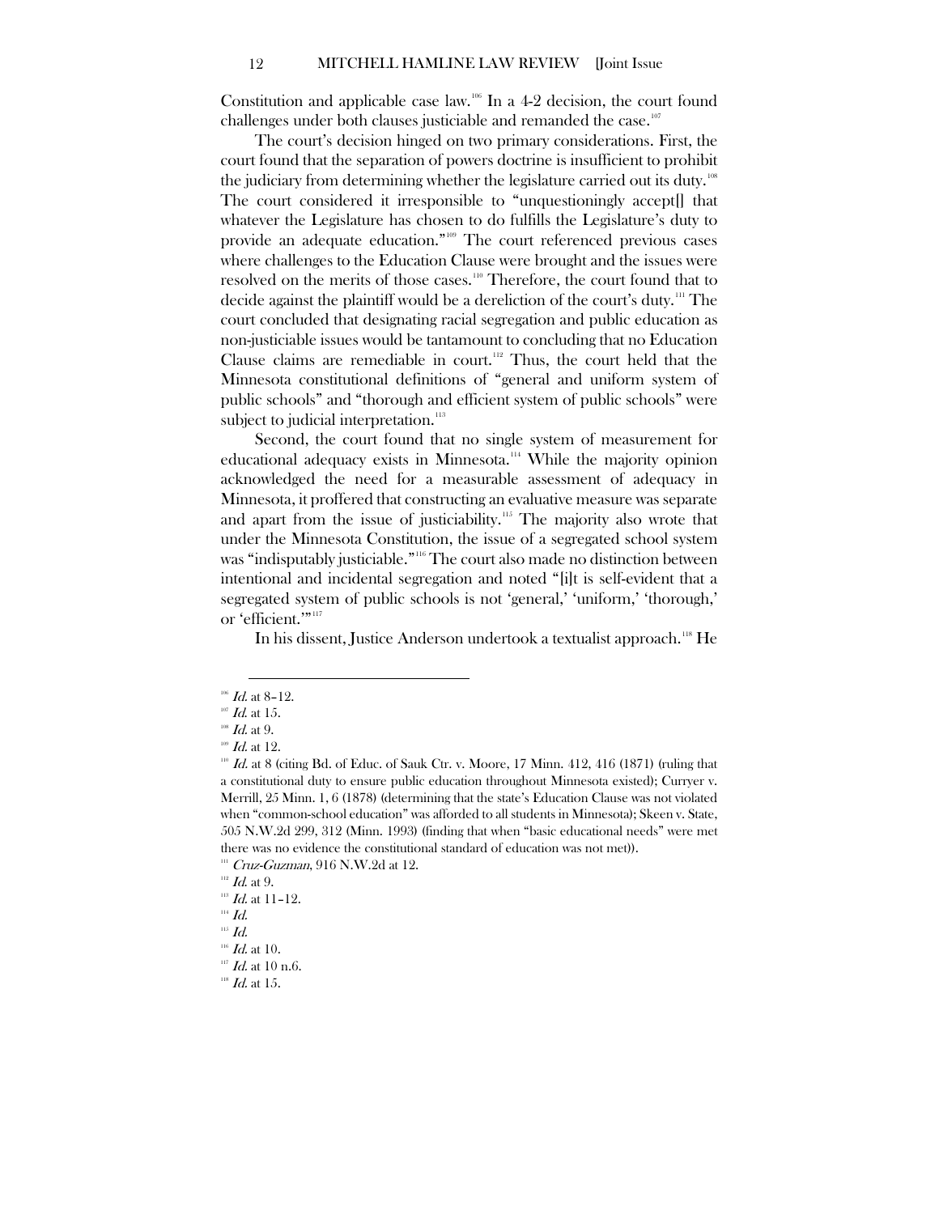Constitution and applicable case law.[106] In a 4-2 decision, the court found challenges under both clauses justiciable and remanded the case.[107]

The court's decision hinged on two primary considerations. First, the court found that the separation of powers doctrine is insufficient to prohibit the judiciary from determining whether the legislature carried out its duty.[108] The court considered it irresponsible to "unquestioningly accept[] that whatever the Legislature has chosen to do fulfills the Legislature's duty to provide an adequate education."[109] The court referenced previous cases where challenges to the Education Clause were brought and the issues were resolved on the merits of those cases.[110] Therefore, the court found that to decide against the plaintiff would be a dereliction of the court's duty.[111] The court concluded that designating racial segregation and public education as non-justiciable issues would be tantamount to concluding that no Education Clause claims are remediable in court.[112] Thus, the court held that the Minnesota constitutional definitions of "general and uniform system of public schools" and "thorough and efficient system of public schools" were subject to judicial interpretation.[113]

Second, the court found that no single system of measurement for educational adequacy exists in Minnesota.[114] While the majority opinion acknowledged the need for a measurable assessment of adequacy in Minnesota, it proffered that constructing an evaluative measure was separate and apart from the issue of justiciability.[115] The majority also wrote that under the Minnesota Constitution, the issue of a segregated school system was "indisputably justiciable."[116] The court also made no distinction between intentional and incidental segregation and noted "[i]t is self-evident that a segregated system of public schools is not 'general,' 'uniform,' 'thorough,' or 'efficient.'"[117]

In his dissent, Justice Anderson undertook a textualist approach.[118] He

---

[106] *Id.* at 8–12.

[107] *Id.* at 15.

[108] *Id.* at 9.

[109] *Id.* at 12.

[110] *Id.* at 8 (citing Bd. of Educ. of Sauk Ctr. v. Moore, 17 Minn. 412, 416 (1871) (ruling that a constitutional duty to ensure public education throughout Minnesota existed); Curryer v. Merrill, 25 Minn. 1, 6 (1878) (determining that the state's Education Clause was not violated when "common-school education" was afforded to all students in Minnesota); Skeen v. State, 505 N.W.2d 299, 312 (Minn. 1993) (finding that when "basic educational needs" were met there was no evidence the constitutional standard of education was not met)).

[111] *Cruz-Guzman*, 916 N.W.2d at 12.

[112] *Id.* at 9.

[113] *Id.* at 11–12.

[114] *Id.*

[115] *Id.*

[116] *Id.* at 10.

[117] *Id.* at 10 n.6.

[118] *Id.* at 15.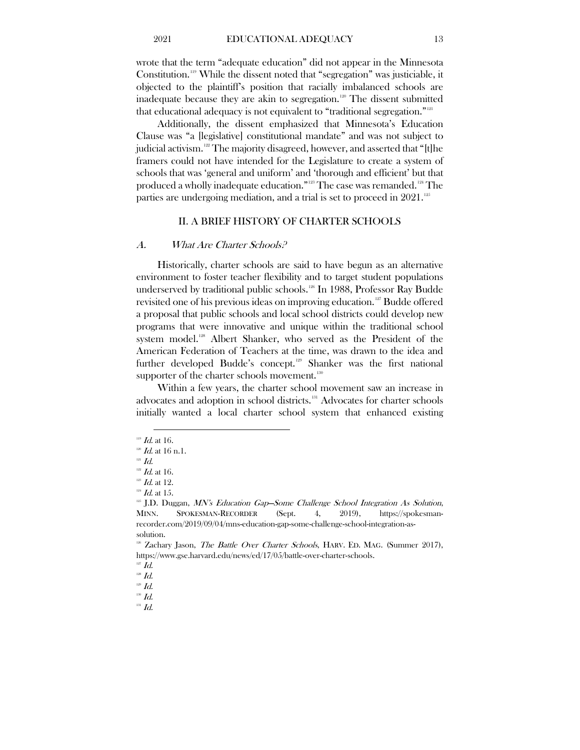wrote that the term "adequate education" did not appear in the Minnesota Constitution.[119] While the dissent noted that "segregation" was justiciable, it objected to the plaintiff's position that racially imbalanced schools are inadequate because they are akin to segregation.[120] The dissent submitted that educational adequacy is not equivalent to "traditional segregation."[121]

Additionally, the dissent emphasized that Minnesota's Education Clause was "a [legislative] constitutional mandate" and was not subject to judicial activism.[122] The majority disagreed, however, and asserted that "[t]he framers could not have intended for the Legislature to create a system of schools that was 'general and uniform' and 'thorough and efficient' but that produced a wholly inadequate education."[123] The case was remanded.[124] The parties are undergoing mediation, and a trial is set to proceed in 2021.[125]

## II. A BRIEF HISTORY OF CHARTER SCHOOLS

### A. *What Are Charter Schools?*

Historically, charter schools are said to have begun as an alternative environment to foster teacher flexibility and to target student populations underserved by traditional public schools.[126] In 1988, Professor Ray Budde revisited one of his previous ideas on improving education.[127] Budde offered a proposal that public schools and local school districts could develop new programs that were innovative and unique within the traditional school system model.[128] Albert Shanker, who served as the President of the American Federation of Teachers at the time, was drawn to the idea and further developed Budde's concept.[129] Shanker was the first national supporter of the charter schools movement.[130]

Within a few years, the charter school movement saw an increase in advocates and adoption in school districts.[131] Advocates for charter schools initially wanted a local charter school system that enhanced existing

---

[119] *Id.* at 16.

[120] *Id.* at 16 n.1.

[121] *Id.*

[122] *Id.* at 16.

[123] *Id.* at 12.

[124] *Id.* at 15.

[125] J.D. Duggan, *MN's Education Gap—Some Challenge School Integration As Solution*, MINN. SPOKESMAN-RECORDER (Sept. 4, 2019), https://spokesman-recorder.com/2019/09/04/mns-education-gap-some-challenge-school-integration-as-solution.

[126] Zachary Jason, *The Battle Over Charter Schools*, HARV. ED. MAG. (Summer 2017), https://www.gse.harvard.edu/news/ed/17/05/battle-over-charter-schools.

[127] *Id.*

[128] *Id.*

[129] *Id.*

[130] *Id.*

[131] *Id.*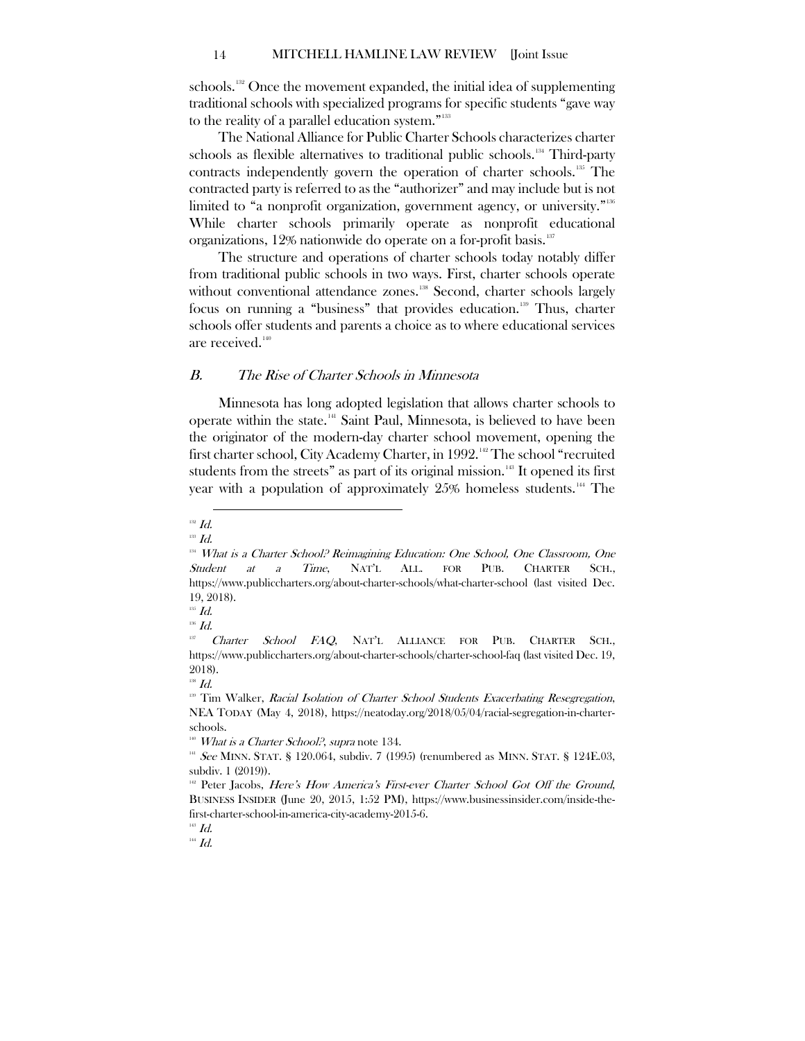schools.[132] Once the movement expanded, the initial idea of supplementing traditional schools with specialized programs for specific students "gave way to the reality of a parallel education system."[133]

The National Alliance for Public Charter Schools characterizes charter schools as flexible alternatives to traditional public schools.[134] Third-party contracts independently govern the operation of charter schools.[135] The contracted party is referred to as the "authorizer" and may include but is not limited to "a nonprofit organization, government agency, or university."[136] While charter schools primarily operate as nonprofit educational organizations, 12% nationwide do operate on a for-profit basis.[137]

The structure and operations of charter schools today notably differ from traditional public schools in two ways. First, charter schools operate without conventional attendance zones.[138] Second, charter schools largely focus on running a "business" that provides education.[139] Thus, charter schools offer students and parents a choice as to where educational services are received.[140]

### *B. The Rise of Charter Schools in Minnesota*

Minnesota has long adopted legislation that allows charter schools to operate within the state.[141] Saint Paul, Minnesota, is believed to have been the originator of the modern-day charter school movement, opening the first charter school, City Academy Charter, in 1992.[142] The school "recruited students from the streets" as part of its original mission.[143] It opened its first year with a population of approximately 25% homeless students.[144] The

---

[132] *Id.*

[133] *Id.*

[134] *What is a Charter School? Reimagining Education: One School, One Classroom, One Student at a Time*, NAT'L ALL. FOR PUB. CHARTER SCH., https://www.publiccharters.org/about-charter-schools/what-charter-school (last visited Dec. 19, 2018).

[135] *Id.*

[136] *Id.*

[137] *Charter School FAQ*, NAT'L ALLIANCE FOR PUB. CHARTER SCH., https://www.publiccharters.org/about-charter-schools/charter-school-faq (last visited Dec. 19, 2018).

[138] *Id.*

[139] Tim Walker, *Racial Isolation of Charter School Students Exacerbating Resegregation*, NEA TODAY (May 4, 2018), https://neatoday.org/2018/05/04/racial-segregation-in-charter-schools.

[140] *What is a Charter School?*, *supra* note 134.

[141] *See* MINN. STAT. § 120.064, subdiv. 7 (1995) (renumbered as MINN. STAT. § 124E.03, subdiv. 1 (2019)).

[142] Peter Jacobs, *Here's How America's First-ever Charter School Got Off the Ground*, BUSINESS INSIDER (June 20, 2015, 1:52 PM), https://www.businessinsider.com/inside-the-first-charter-school-in-america-city-academy-2015-6.

[143] *Id.*

[144] *Id.*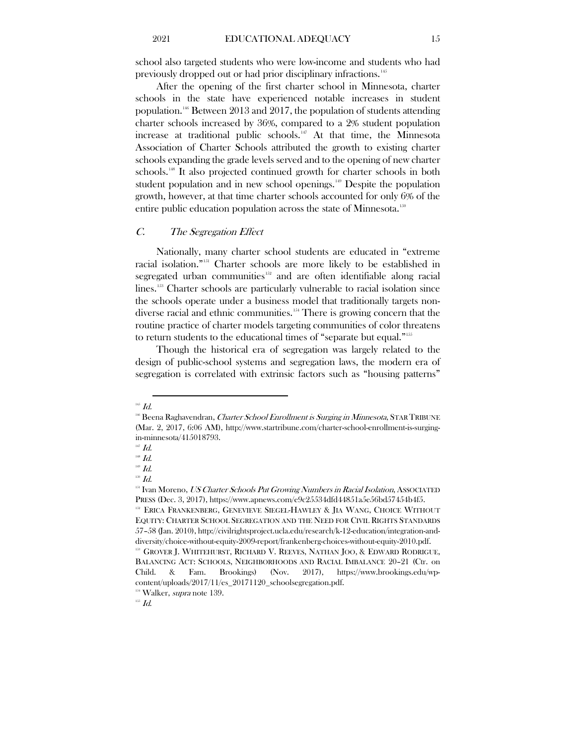school also targeted students who were low-income and students who had previously dropped out or had prior disciplinary infractions.[145]

After the opening of the first charter school in Minnesota, charter schools in the state have experienced notable increases in student population.[146] Between 2013 and 2017, the population of students attending charter schools increased by 36%, compared to a 2% student population increase at traditional public schools.[147] At that time, the Minnesota Association of Charter Schools attributed the growth to existing charter schools expanding the grade levels served and to the opening of new charter schools.[148] It also projected continued growth for charter schools in both student population and in new school openings.[149] Despite the population growth, however, at that time charter schools accounted for only 6% of the entire public education population across the state of Minnesota.[150]

### C. *The Segregation Effect*

Nationally, many charter school students are educated in "extreme racial isolation."[151] Charter schools are more likely to be established in segregated urban communities[152] and are often identifiable along racial lines.[153] Charter schools are particularly vulnerable to racial isolation since the schools operate under a business model that traditionally targets non-diverse racial and ethnic communities.[154] There is growing concern that the routine practice of charter models targeting communities of color threatens to return students to the educational times of "separate but equal."[155]

Though the historical era of segregation was largely related to the design of public-school systems and segregation laws, the modern era of segregation is correlated with extrinsic factors such as "housing patterns"

---

[145] *Id.*

[146] Beena Raghavendran, *Charter School Enrollment is Surging in Minnesota*, STAR TRIBUNE (Mar. 2, 2017, 6:06 AM), http://www.startribune.com/charter-school-enrollment-is-surging-in-minnesota/415018793.

[147] *Id.*

[148] *Id.*

[149] *Id.*

[150] *Id.*

[151] Ivan Moreno, *US Charter Schools Put Growing Numbers in Racial Isolation*, ASSOCIATED PRESS (Dec. 3, 2017), https://www.apnews.com/e9c25534dfd44851a5e56bd57454b4f5.

[152] ERICA FRANKENBERG, GENEVIEVE SIEGEL-HAWLEY & JIA WANG, CHOICE WITHOUT EQUITY: CHARTER SCHOOL SEGREGATION AND THE NEED FOR CIVIL RIGHTS STANDARDS 57–58 (Jan. 2010), http://civilrightsproject.ucla.edu/research/k-12-education/integration-and-diversity/choice-without-equity-2009-report/frankenberg-choices-without-equity-2010.pdf.

[153] GROVER J. WHITEHURST, RICHARD V. REEVES, NATHAN JOO, & EDWARD RODRIGUE, BALANCING ACT: SCHOOLS, NEIGHBORHOODS AND RACIAL IMBALANCE 20–21 (Ctr. on Child. & Fam. Brookings) (Nov. 2017), https://www.brookings.edu/wp-content/uploads/2017/11/es_20171120_schoolsegregation.pdf.

[154] Walker, *supra* note 139.

[155] *Id.*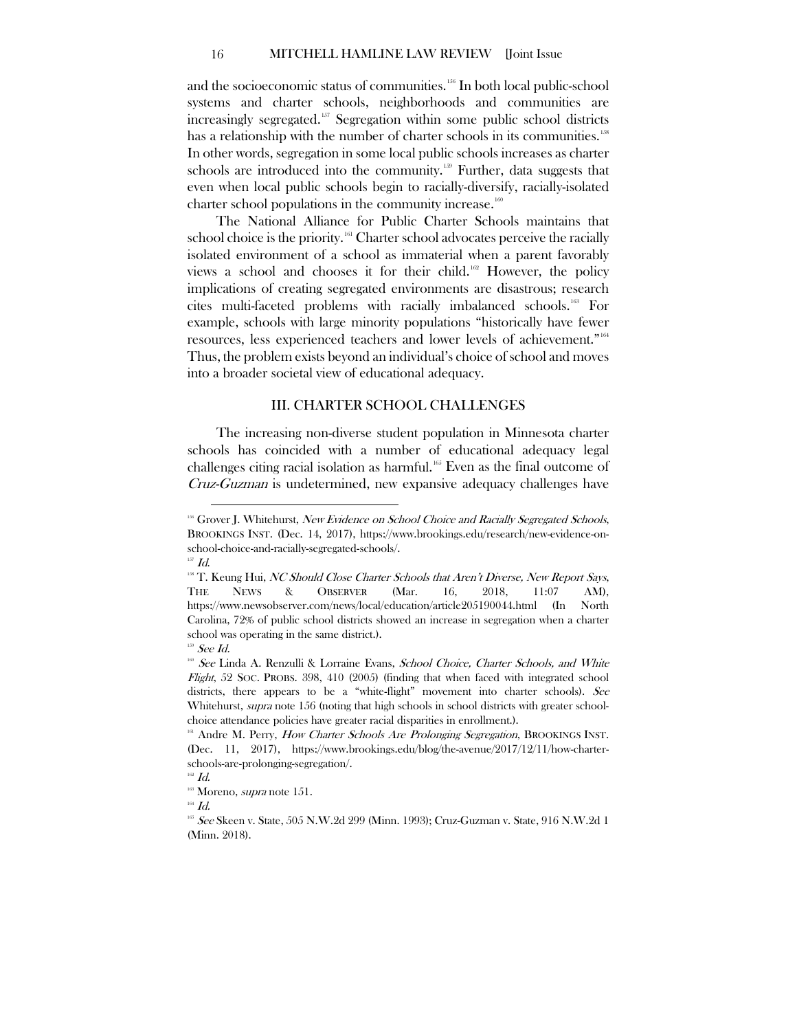and the socioeconomic status of communities.[156] In both local public-school systems and charter schools, neighborhoods and communities are increasingly segregated.[157] Segregation within some public school districts has a relationship with the number of charter schools in its communities.[158] In other words, segregation in some local public schools increases as charter schools are introduced into the community.[159] Further, data suggests that even when local public schools begin to racially-diversify, racially-isolated charter school populations in the community increase.[160]

The National Alliance for Public Charter Schools maintains that school choice is the priority.[161] Charter school advocates perceive the racially isolated environment of a school as immaterial when a parent favorably views a school and chooses it for their child.[162] However, the policy implications of creating segregated environments are disastrous; research cites multi-faceted problems with racially imbalanced schools.[163] For example, schools with large minority populations "historically have fewer resources, less experienced teachers and lower levels of achievement."[164] Thus, the problem exists beyond an individual's choice of school and moves into a broader societal view of educational adequacy.

## III. CHARTER SCHOOL CHALLENGES

The increasing non-diverse student population in Minnesota charter schools has coincided with a number of educational adequacy legal challenges citing racial isolation as harmful.[165] Even as the final outcome of *Cruz-Guzman* is undetermined, new expansive adequacy challenges have

---

[156] Grover J. Whitehurst, *New Evidence on School Choice and Racially Segregated Schools*, BROOKINGS INST. (Dec. 14, 2017), https://www.brookings.edu/research/new-evidence-on-school-choice-and-racially-segregated-schools/.

[157] *Id.*

[158] T. Keung Hui, *NC Should Close Charter Schools that Aren't Diverse, New Report Says*, THE NEWS & OBSERVER (Mar. 16, 2018, 11:07 AM), https://www.newsobserver.com/news/local/education/article205190044.html (In North Carolina, 72% of public school districts showed an increase in segregation when a charter school was operating in the same district.).

[159] *See Id.*

[160] *See* Linda A. Renzulli & Lorraine Evans, *School Choice, Charter Schools, and White Flight*, 52 SOC. PROBS. 398, 410 (2005) (finding that when faced with integrated school districts, there appears to be a "white-flight" movement into charter schools). *See* Whitehurst, *supra* note 156 (noting that high schools in school districts with greater school-choice attendance policies have greater racial disparities in enrollment.).

[161] Andre M. Perry, *How Charter Schools Are Prolonging Segregation*, BROOKINGS INST. (Dec. 11, 2017), https://www.brookings.edu/blog/the-avenue/2017/12/11/how-charter-schools-are-prolonging-segregation/.

[162] *Id.*

[163] Moreno, *supra* note 151.

[164] *Id.*

[165] *See* Skeen v. State, 505 N.W.2d 299 (Minn. 1993); Cruz-Guzman v. State, 916 N.W.2d 1 (Minn. 2018).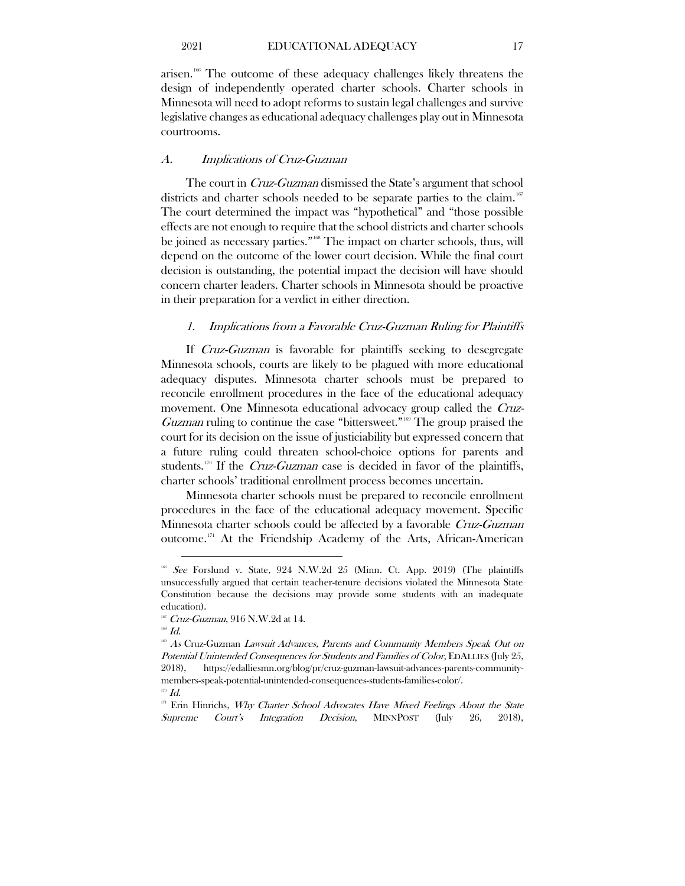arisen.[166] The outcome of these adequacy challenges likely threatens the design of independently operated charter schools. Charter schools in Minnesota will need to adopt reforms to sustain legal challenges and survive legislative changes as educational adequacy challenges play out in Minnesota courtrooms.

### *A. Implications of Cruz-Guzman*

The court in *Cruz-Guzman* dismissed the State's argument that school districts and charter schools needed to be separate parties to the claim.[167] The court determined the impact was "hypothetical" and "those possible effects are not enough to require that the school districts and charter schools be joined as necessary parties."[168] The impact on charter schools, thus, will depend on the outcome of the lower court decision. While the final court decision is outstanding, the potential impact the decision will have should concern charter leaders. Charter schools in Minnesota should be proactive in their preparation for a verdict in either direction.

#### *1. Implications from a Favorable Cruz-Guzman Ruling for Plaintiffs*

If *Cruz-Guzman* is favorable for plaintiffs seeking to desegregate Minnesota schools, courts are likely to be plagued with more educational adequacy disputes. Minnesota charter schools must be prepared to reconcile enrollment procedures in the face of the educational adequacy movement. One Minnesota educational advocacy group called the *Cruz-Guzman* ruling to continue the case "bittersweet."[169] The group praised the court for its decision on the issue of justiciability but expressed concern that a future ruling could threaten school-choice options for parents and students.[170] If the *Cruz-Guzman* case is decided in favor of the plaintiffs, charter schools' traditional enrollment process becomes uncertain.

Minnesota charter schools must be prepared to reconcile enrollment procedures in the face of the educational adequacy movement. Specific Minnesota charter schools could be affected by a favorable *Cruz-Guzman* outcome.[171] At the Friendship Academy of the Arts, African-American

---

[166] *See* Forslund v. State, 924 N.W.2d 25 (Minn. Ct. App. 2019) (The plaintiffs unsuccessfully argued that certain teacher-tenure decisions violated the Minnesota State Constitution because the decisions may provide some students with an inadequate education).

[167] *Cruz-Guzman*, 916 N.W.2d at 14.

[168] *Id.*

[169] *As* Cruz-Guzman *Lawsuit Advances, Parents and Community Members Speak Out on Potential Unintended Consequences for Students and Families of Color*, EDALLIES (July 25, 2018), https://edalliesmn.org/blog/pr/cruz-guzman-lawsuit-advances-parents-community-members-speak-potential-unintended-consequences-students-families-color/.

[170] *Id.*

[171] Erin Hinrichs, *Why Charter School Advocates Have Mixed Feelings About the State Supreme Court's Integration Decision*, MINNPOST (July 26, 2018),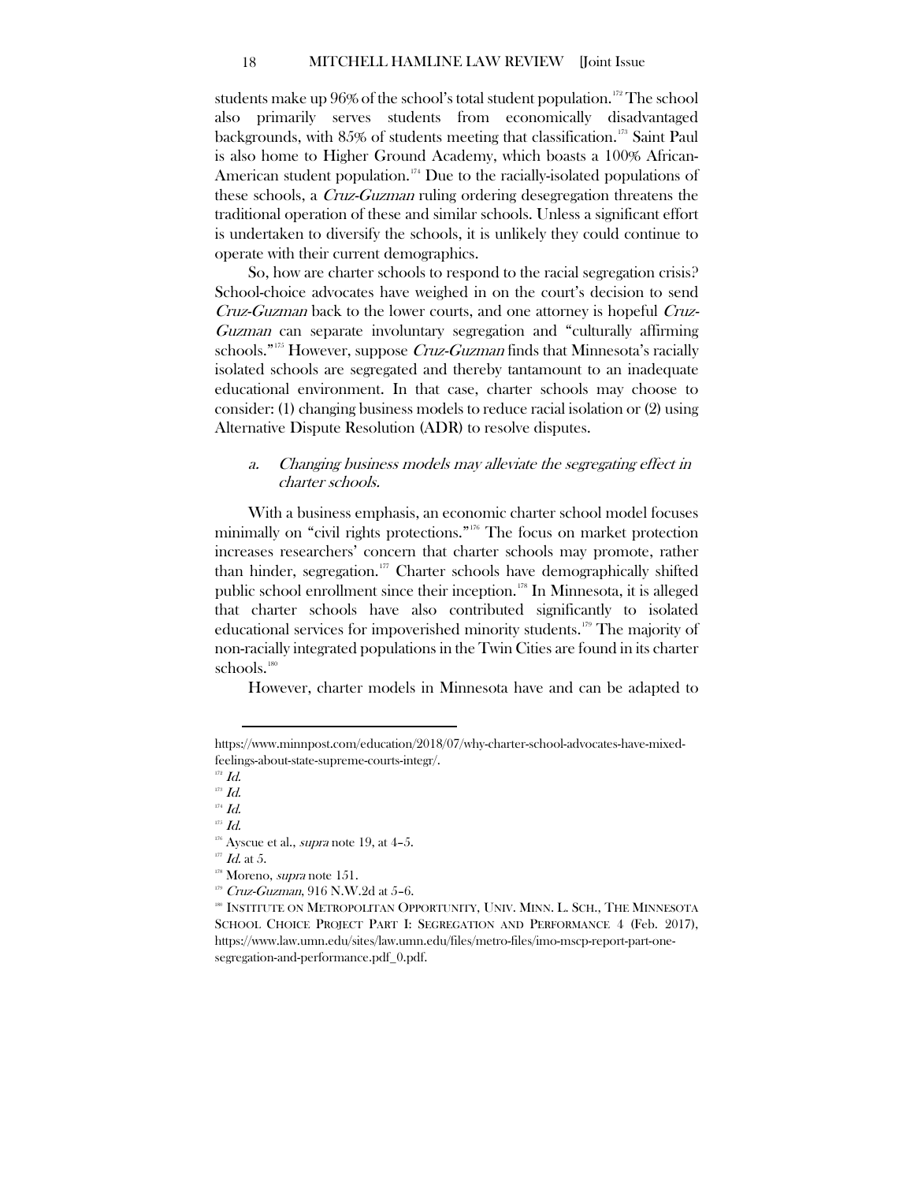students make up 96% of the school's total student population.[172] The school also primarily serves students from economically disadvantaged backgrounds, with 85% of students meeting that classification.[173] Saint Paul is also home to Higher Ground Academy, which boasts a 100% African-American student population.[174] Due to the racially-isolated populations of these schools, a *Cruz-Guzman* ruling ordering desegregation threatens the traditional operation of these and similar schools. Unless a significant effort is undertaken to diversify the schools, it is unlikely they could continue to operate with their current demographics.

So, how are charter schools to respond to the racial segregation crisis? School-choice advocates have weighed in on the court's decision to send *Cruz-Guzman* back to the lower courts, and one attorney is hopeful *Cruz-Guzman* can separate involuntary segregation and "culturally affirming schools."[175] However, suppose *Cruz-Guzman* finds that Minnesota's racially isolated schools are segregated and thereby tantamount to an inadequate educational environment. In that case, charter schools may choose to consider: (1) changing business models to reduce racial isolation or (2) using Alternative Dispute Resolution (ADR) to resolve disputes.

### a. *Changing business models may alleviate the segregating effect in charter schools.*

With a business emphasis, an economic charter school model focuses minimally on "civil rights protections."[176] The focus on market protection increases researchers' concern that charter schools may promote, rather than hinder, segregation.[177] Charter schools have demographically shifted public school enrollment since their inception.[178] In Minnesota, it is alleged that charter schools have also contributed significantly to isolated educational services for impoverished minority students.[179] The majority of non-racially integrated populations in the Twin Cities are found in its charter schools.[180]

However, charter models in Minnesota have and can be adapted to

---

https://www.minnpost.com/education/2018/07/why-charter-school-advocates-have-mixed-feelings-about-state-supreme-courts-integr/.

[172] *Id.*

[173] *Id.*

[174] *Id.*

[175] *Id.*

[176] Ayscue et al., *supra* note 19, at 4–5.

[177] *Id.* at 5.

[178] Moreno, *supra* note 151.

[179] *Cruz-Guzman*, 916 N.W.2d at 5–6.

[180] INSTITUTE ON METROPOLITAN OPPORTUNITY, UNIV. MINN. L. SCH., THE MINNESOTA SCHOOL CHOICE PROJECT PART I: SEGREGATION AND PERFORMANCE 4 (Feb. 2017), https://www.law.umn.edu/sites/law.umn.edu/files/metro-files/imo-mscp-report-part-one-segregation-and-performance.pdf_0.pdf.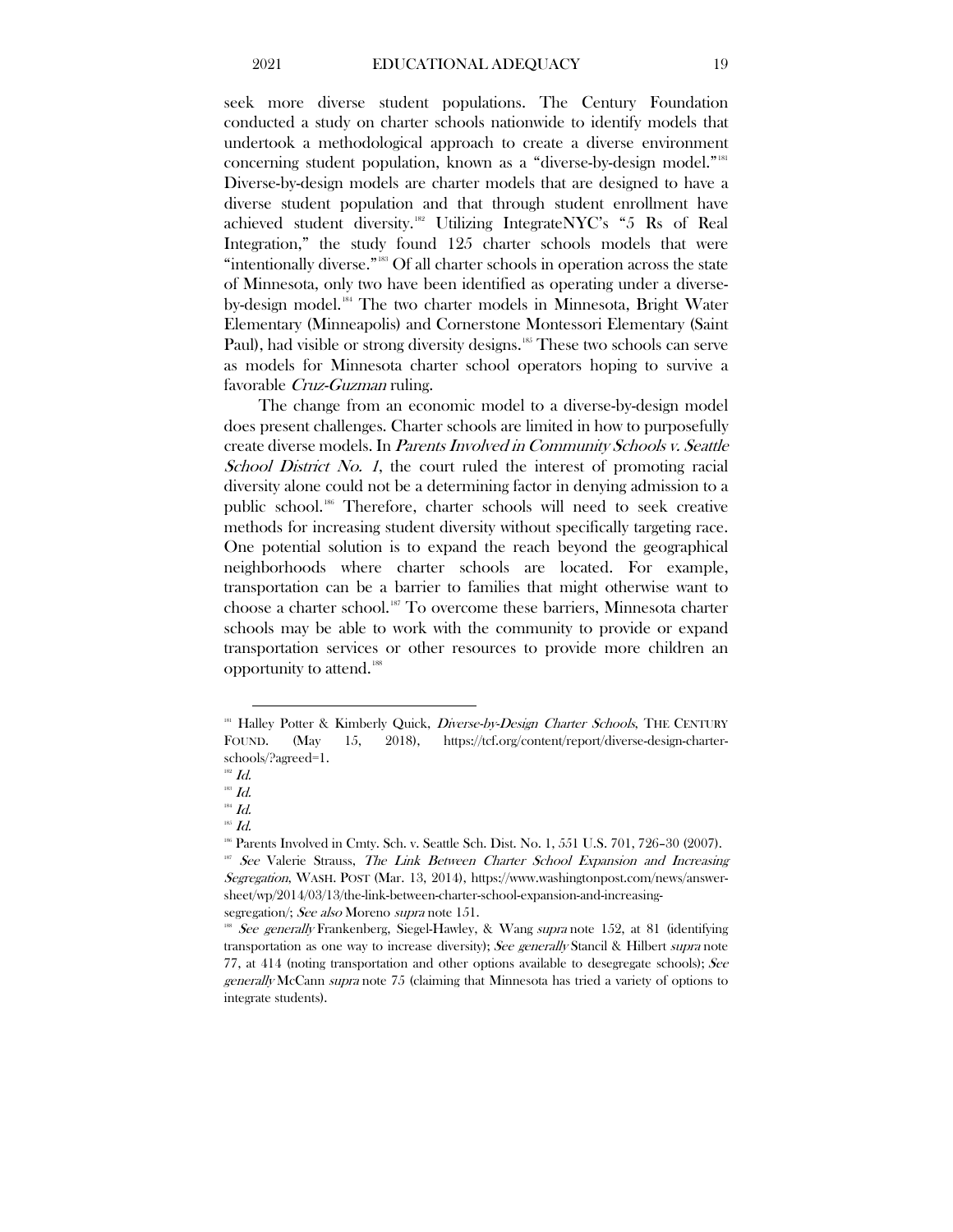seek more diverse student populations. The Century Foundation conducted a study on charter schools nationwide to identify models that undertook a methodological approach to create a diverse environment concerning student population, known as a "diverse-by-design model."[181] Diverse-by-design models are charter models that are designed to have a diverse student population and that through student enrollment have achieved student diversity.[182] Utilizing IntegrateNYC's "5 Rs of Real Integration," the study found 125 charter schools models that were "intentionally diverse."[183] Of all charter schools in operation across the state of Minnesota, only two have been identified as operating under a diverse-by-design model.[184] The two charter models in Minnesota, Bright Water Elementary (Minneapolis) and Cornerstone Montessori Elementary (Saint Paul), had visible or strong diversity designs.[185] These two schools can serve as models for Minnesota charter school operators hoping to survive a favorable *Cruz-Guzman* ruling.

The change from an economic model to a diverse-by-design model does present challenges. Charter schools are limited in how to purposefully create diverse models. In *Parents Involved in Community Schools v. Seattle School District No. 1*, the court ruled the interest of promoting racial diversity alone could not be a determining factor in denying admission to a public school.[186] Therefore, charter schools will need to seek creative methods for increasing student diversity without specifically targeting race. One potential solution is to expand the reach beyond the geographical neighborhoods where charter schools are located. For example, transportation can be a barrier to families that might otherwise want to choose a charter school.[187] To overcome these barriers, Minnesota charter schools may be able to work with the community to provide or expand transportation services or other resources to provide more children an opportunity to attend.[188]

---

[181] Halley Potter & Kimberly Quick, *Diverse-by-Design Charter Schools*, THE CENTURY FOUND. (May 15, 2018), https://tcf.org/content/report/diverse-design-charter-schools/?agreed=1.

[182] *Id.*

[183] *Id.*

[184] *Id.*

[185] *Id.*

[186] Parents Involved in Cmty. Sch. v. Seattle Sch. Dist. No. 1, 551 U.S. 701, 726–30 (2007).

[187] *See* Valerie Strauss, *The Link Between Charter School Expansion and Increasing Segregation*, WASH. POST (Mar. 13, 2014), https://www.washingtonpost.com/news/answer-sheet/wp/2014/03/13/the-link-between-charter-school-expansion-and-increasing-segregation/; *See also* Moreno *supra* note 151.

[188] *See generally* Frankenberg, Siegel-Hawley, & Wang *supra* note 152, at 81 (identifying transportation as one way to increase diversity); *See generally* Stancil & Hilbert *supra* note 77, at 414 (noting transportation and other options available to desegregate schools); *See generally* McCann *supra* note 75 (claiming that Minnesota has tried a variety of options to integrate students).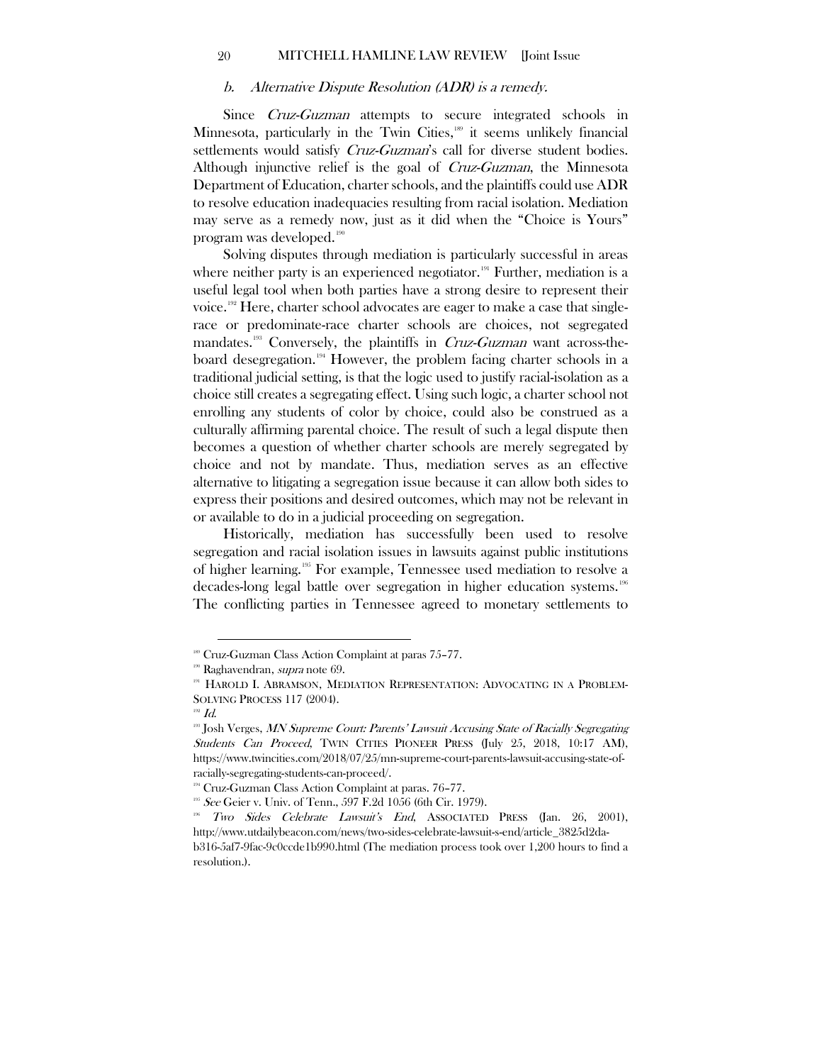### *b. Alternative Dispute Resolution (ADR) is a remedy.*

Since *Cruz-Guzman* attempts to secure integrated schools in Minnesota, particularly in the Twin Cities,[189] it seems unlikely financial settlements would satisfy *Cruz-Guzman*'s call for diverse student bodies. Although injunctive relief is the goal of *Cruz-Guzman*, the Minnesota Department of Education, charter schools, and the plaintiffs could use ADR to resolve education inadequacies resulting from racial isolation. Mediation may serve as a remedy now, just as it did when the "Choice is Yours" program was developed.[190]

Solving disputes through mediation is particularly successful in areas where neither party is an experienced negotiator.[191] Further, mediation is a useful legal tool when both parties have a strong desire to represent their voice.[192] Here, charter school advocates are eager to make a case that single-race or predominate-race charter schools are choices, not segregated mandates.[193] Conversely, the plaintiffs in *Cruz-Guzman* want across-the-board desegregation.[194] However, the problem facing charter schools in a traditional judicial setting, is that the logic used to justify racial-isolation as a choice still creates a segregating effect. Using such logic, a charter school not enrolling any students of color by choice, could also be construed as a culturally affirming parental choice. The result of such a legal dispute then becomes a question of whether charter schools are merely segregated by choice and not by mandate. Thus, mediation serves as an effective alternative to litigating a segregation issue because it can allow both sides to express their positions and desired outcomes, which may not be relevant in or available to do in a judicial proceeding on segregation.

Historically, mediation has successfully been used to resolve segregation and racial isolation issues in lawsuits against public institutions of higher learning.[195] For example, Tennessee used mediation to resolve a decades-long legal battle over segregation in higher education systems.[196] The conflicting parties in Tennessee agreed to monetary settlements to

---

[189] Cruz-Guzman Class Action Complaint at paras 75–77.

[190] Raghavendran, *supra* note 69.

[191] HAROLD I. ABRAMSON, MEDIATION REPRESENTATION: ADVOCATING IN A PROBLEM-SOLVING PROCESS 117 (2004).

[192] *Id.*

[193] Josh Verges, *MN Supreme Court: Parents' Lawsuit Accusing State of Racially Segregating Students Can Proceed*, TWIN CITIES PIONEER PRESS (July 25, 2018, 10:17 AM), https://www.twincities.com/2018/07/25/mn-supreme-court-parents-lawsuit-accusing-state-of-racially-segregating-students-can-proceed/.

[194] Cruz-Guzman Class Action Complaint at paras. 76–77.

[195] *See* Geier v. Univ. of Tenn., 597 F.2d 1056 (6th Cir. 1979).

[196] *Two Sides Celebrate Lawsuit's End*, ASSOCIATED PRESS (Jan. 26, 2001), http://www.utdailybeacon.com/news/two-sides-celebrate-lawsuit-s-end/article_3825d2da-b316-5af7-9fac-9c0ccde1b990.html (The mediation process took over 1,200 hours to find a resolution.).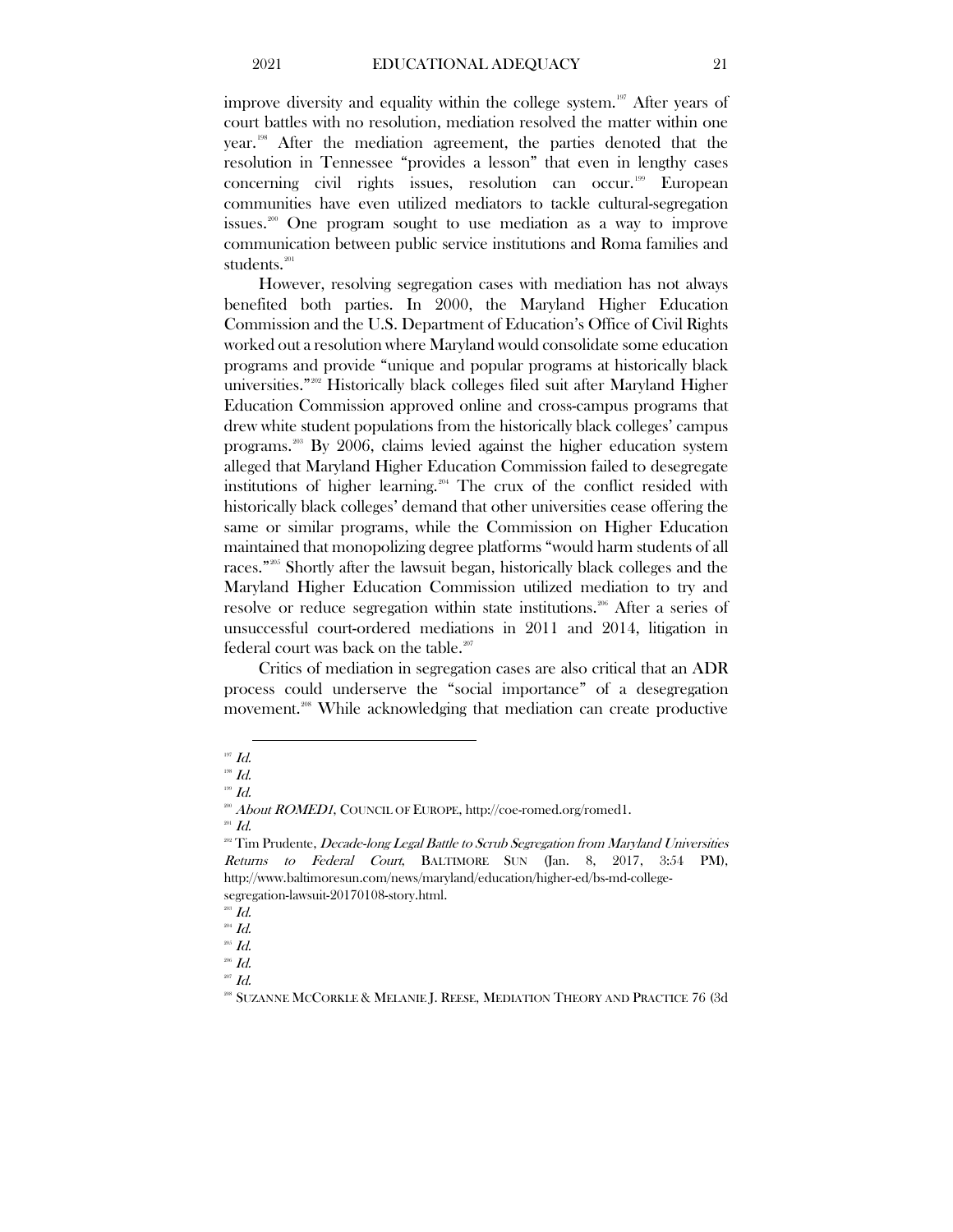improve diversity and equality within the college system.[197] After years of court battles with no resolution, mediation resolved the matter within one year.[198] After the mediation agreement, the parties denoted that the resolution in Tennessee "provides a lesson" that even in lengthy cases concerning civil rights issues, resolution can occur.[199] European communities have even utilized mediators to tackle cultural-segregation issues.[200] One program sought to use mediation as a way to improve communication between public service institutions and Roma families and students.[201]

However, resolving segregation cases with mediation has not always benefited both parties. In 2000, the Maryland Higher Education Commission and the U.S. Department of Education's Office of Civil Rights worked out a resolution where Maryland would consolidate some education programs and provide "unique and popular programs at historically black universities."[202] Historically black colleges filed suit after Maryland Higher Education Commission approved online and cross-campus programs that drew white student populations from the historically black colleges' campus programs.[203] By 2006, claims levied against the higher education system alleged that Maryland Higher Education Commission failed to desegregate institutions of higher learning.[204] The crux of the conflict resided with historically black colleges' demand that other universities cease offering the same or similar programs, while the Commission on Higher Education maintained that monopolizing degree platforms "would harm students of all races."[205] Shortly after the lawsuit began, historically black colleges and the Maryland Higher Education Commission utilized mediation to try and resolve or reduce segregation within state institutions.[206] After a series of unsuccessful court-ordered mediations in 2011 and 2014, litigation in federal court was back on the table.[207]

Critics of mediation in segregation cases are also critical that an ADR process could underserve the "social importance" of a desegregation movement.[208] While acknowledging that mediation can create productive

---

[197] *Id.*

[198] *Id.*

[199] *Id.*

[200] *About ROMED1*, COUNCIL OF EUROPE, http://coe-romed.org/romed1.

[201] *Id.*

[202] Tim Prudente, *Decade-long Legal Battle to Scrub Segregation from Maryland Universities Returns to Federal Court*, BALTIMORE SUN (Jan. 8, 2017, 3:54 PM), http://www.baltimoresun.com/news/maryland/education/higher-ed/bs-md-college-segregation-lawsuit-20170108-story.html.

[203] *Id.*

[204] *Id.*

[205] *Id.*

[206] *Id.*

[207] *Id.*

[208] SUZANNE MCCORKLE & MELANIE J. REESE, MEDIATION THEORY AND PRACTICE 76 (3d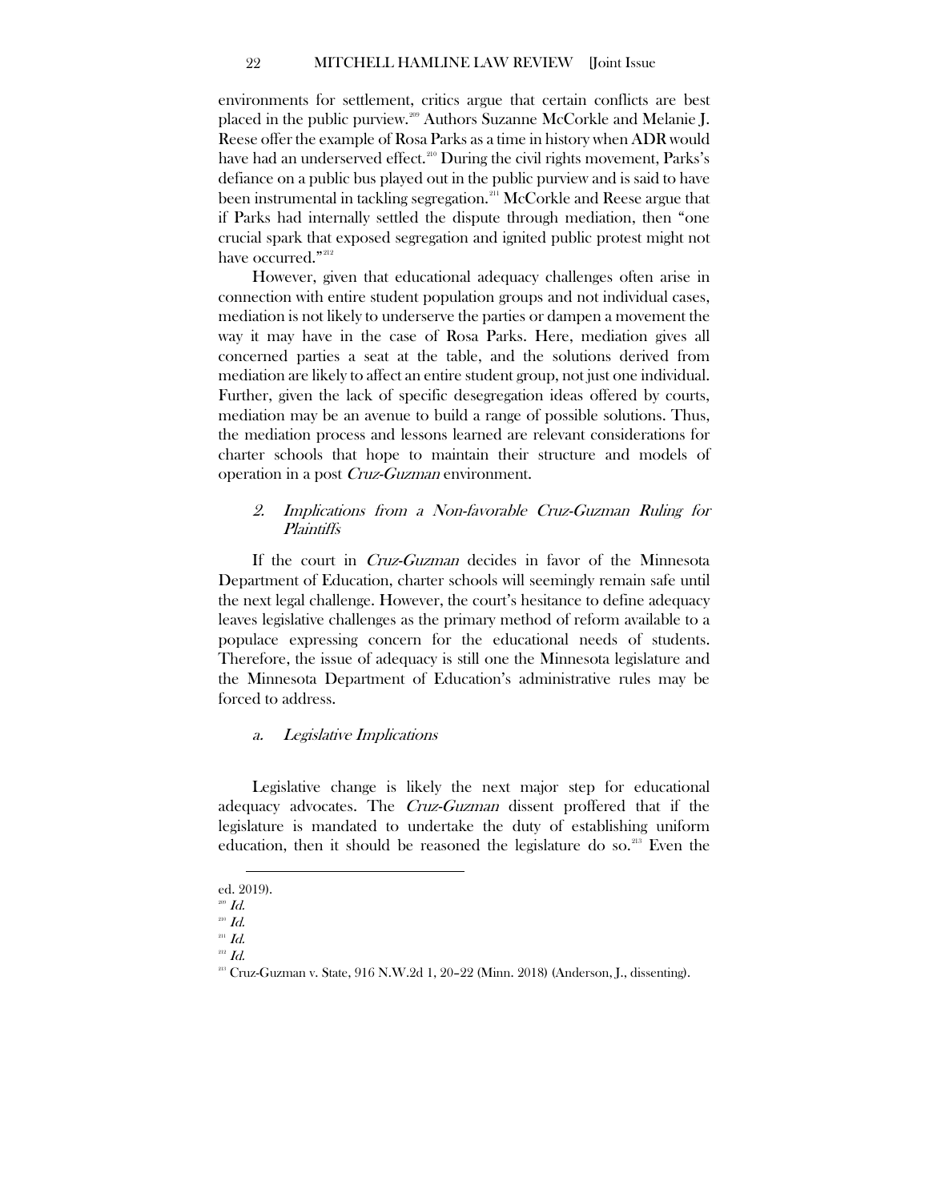environments for settlement, critics argue that certain conflicts are best placed in the public purview.[209] Authors Suzanne McCorkle and Melanie J. Reese offer the example of Rosa Parks as a time in history when ADR would have had an underserved effect.[210] During the civil rights movement, Parks's defiance on a public bus played out in the public purview and is said to have been instrumental in tackling segregation.[211] McCorkle and Reese argue that if Parks had internally settled the dispute through mediation, then "one crucial spark that exposed segregation and ignited public protest might not have occurred."[212]

However, given that educational adequacy challenges often arise in connection with entire student population groups and not individual cases, mediation is not likely to underserve the parties or dampen a movement the way it may have in the case of Rosa Parks. Here, mediation gives all concerned parties a seat at the table, and the solutions derived from mediation are likely to affect an entire student group, not just one individual. Further, given the lack of specific desegregation ideas offered by courts, mediation may be an avenue to build a range of possible solutions. Thus, the mediation process and lessons learned are relevant considerations for charter schools that hope to maintain their structure and models of operation in a post *Cruz-Guzman* environment.

### 2. *Implications from a Non-favorable Cruz-Guzman Ruling for Plaintiffs*

If the court in *Cruz-Guzman* decides in favor of the Minnesota Department of Education, charter schools will seemingly remain safe until the next legal challenge. However, the court's hesitance to define adequacy leaves legislative challenges as the primary method of reform available to a populace expressing concern for the educational needs of students. Therefore, the issue of adequacy is still one the Minnesota legislature and the Minnesota Department of Education's administrative rules may be forced to address.

#### a. *Legislative Implications*

Legislative change is likely the next major step for educational adequacy advocates. The *Cruz-Guzman* dissent proffered that if the legislature is mandated to undertake the duty of establishing uniform education, then it should be reasoned the legislature do so.[213] Even the

---

ed. 2019).

[209] *Id.*

[210] *Id.*

[211] *Id.*

[212] *Id.*

[213] Cruz-Guzman v. State, 916 N.W.2d 1, 20–22 (Minn. 2018) (Anderson, J., dissenting).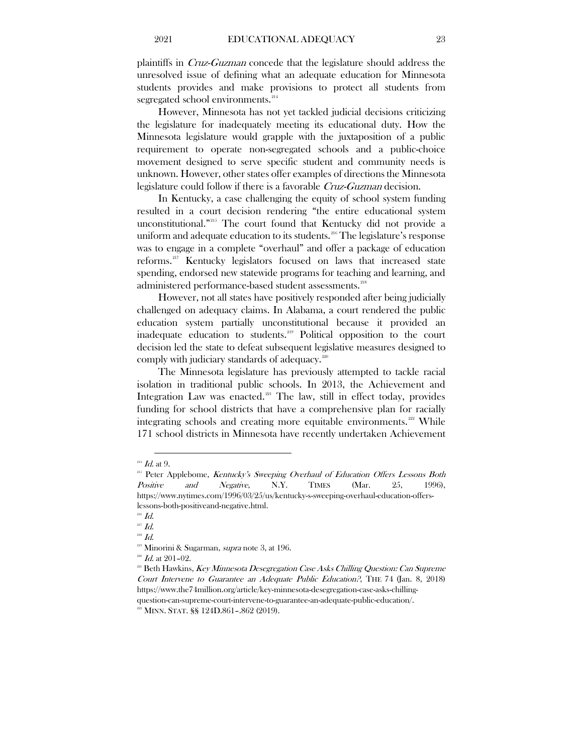plaintiffs in *Cruz-Guzman* concede that the legislature should address the unresolved issue of defining what an adequate education for Minnesota students provides and make provisions to protect all students from segregated school environments.[214]

However, Minnesota has not yet tackled judicial decisions criticizing the legislature for inadequately meeting its educational duty. How the Minnesota legislature would grapple with the juxtaposition of a public requirement to operate non-segregated schools and a public-choice movement designed to serve specific student and community needs is unknown. However, other states offer examples of directions the Minnesota legislature could follow if there is a favorable *Cruz-Guzman* decision.

In Kentucky, a case challenging the equity of school system funding resulted in a court decision rendering "the entire educational system unconstitutional."[215] The court found that Kentucky did not provide a uniform and adequate education to its students.[216] The legislature's response was to engage in a complete "overhaul" and offer a package of education reforms.[217] Kentucky legislators focused on laws that increased state spending, endorsed new statewide programs for teaching and learning, and administered performance-based student assessments.[218]

However, not all states have positively responded after being judicially challenged on adequacy claims. In Alabama, a court rendered the public education system partially unconstitutional because it provided an inadequate education to students.[219] Political opposition to the court decision led the state to defeat subsequent legislative measures designed to comply with judiciary standards of adequacy.[220]

The Minnesota legislature has previously attempted to tackle racial isolation in traditional public schools. In 2013, the Achievement and Integration Law was enacted.[221] The law, still in effect today, provides funding for school districts that have a comprehensive plan for racially integrating schools and creating more equitable environments.[222] While 171 school districts in Minnesota have recently undertaken Achievement

---

[214] *Id.* at 9.

[215] Peter Applebome, *Kentucky's Sweeping Overhaul of Education Offers Lessons Both Positive and Negative*, N.Y. TIMES (Mar. 25, 1996), https://www.nytimes.com/1996/03/25/us/kentucky-s-sweeping-overhaul-education-offers-lessons-both-positiveand-negative.html.

[216] *Id.*

[217] *Id.*

[218] *Id.*

[219] Minorini & Sugarman, *supra* note 3, at 196.

[220] *Id.* at 201–02.

[221] Beth Hawkins, *Key Minnesota Desegregation Case Asks Chilling Question: Can Supreme Court Intervene to Guarantee an Adequate Public Education?*, THE 74 (Jan. 8, 2018) https://www.the74million.org/article/key-minnesota-desegregation-case-asks-chilling-question-can-supreme-court-intervene-to-guarantee-an-adequate-public-education/.

[222] MINN. STAT. §§ 124D.861–.862 (2019).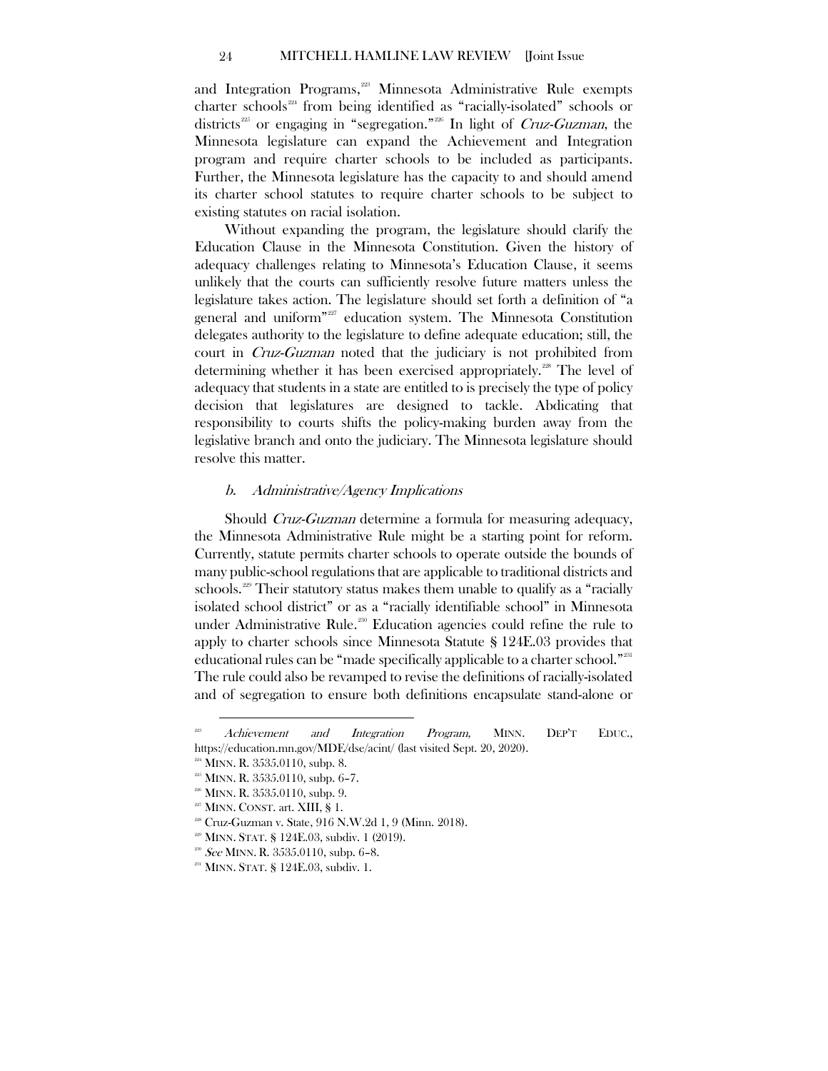and Integration Programs,[223] Minnesota Administrative Rule exempts charter schools[224] from being identified as "racially-isolated" schools or districts[225] or engaging in "segregation."[226] In light of *Cruz-Guzman*, the Minnesota legislature can expand the Achievement and Integration program and require charter schools to be included as participants. Further, the Minnesota legislature has the capacity to and should amend its charter school statutes to require charter schools to be subject to existing statutes on racial isolation.

Without expanding the program, the legislature should clarify the Education Clause in the Minnesota Constitution. Given the history of adequacy challenges relating to Minnesota's Education Clause, it seems unlikely that the courts can sufficiently resolve future matters unless the legislature takes action. The legislature should set forth a definition of "a general and uniform"[227] education system. The Minnesota Constitution delegates authority to the legislature to define adequate education; still, the court in *Cruz-Guzman* noted that the judiciary is not prohibited from determining whether it has been exercised appropriately.[228] The level of adequacy that students in a state are entitled to is precisely the type of policy decision that legislatures are designed to tackle. Abdicating that responsibility to courts shifts the policy-making burden away from the legislative branch and onto the judiciary. The Minnesota legislature should resolve this matter.

### *b. Administrative/Agency Implications*

Should *Cruz-Guzman* determine a formula for measuring adequacy, the Minnesota Administrative Rule might be a starting point for reform. Currently, statute permits charter schools to operate outside the bounds of many public-school regulations that are applicable to traditional districts and schools.[229] Their statutory status makes them unable to qualify as a "racially isolated school district" or as a "racially identifiable school" in Minnesota under Administrative Rule.[230] Education agencies could refine the rule to apply to charter schools since Minnesota Statute § 124E.03 provides that educational rules can be "made specifically applicable to a charter school."[231] The rule could also be revamped to revise the definitions of racially-isolated and of segregation to ensure both definitions encapsulate stand-alone or

---

[223] *Achievement and Integration Program*, MINN. DEP'T EDUC., https://education.mn.gov/MDE/dse/acint/ (last visited Sept. 20, 2020).

[224] MINN. R. 3535.0110, subp. 8.

[225] MINN. R. 3535.0110, subp. 6–7.

[226] MINN. R. 3535.0110, subp. 9.

[227] MINN. CONST. art. XIII, § 1.

[228] Cruz-Guzman v. State, 916 N.W.2d 1, 9 (Minn. 2018).

[229] MINN. STAT. § 124E.03, subdiv. 1 (2019).

[230] *See* MINN. R. 3535.0110, subp. 6–8.

[231] MINN. STAT. § 124E.03, subdiv. 1.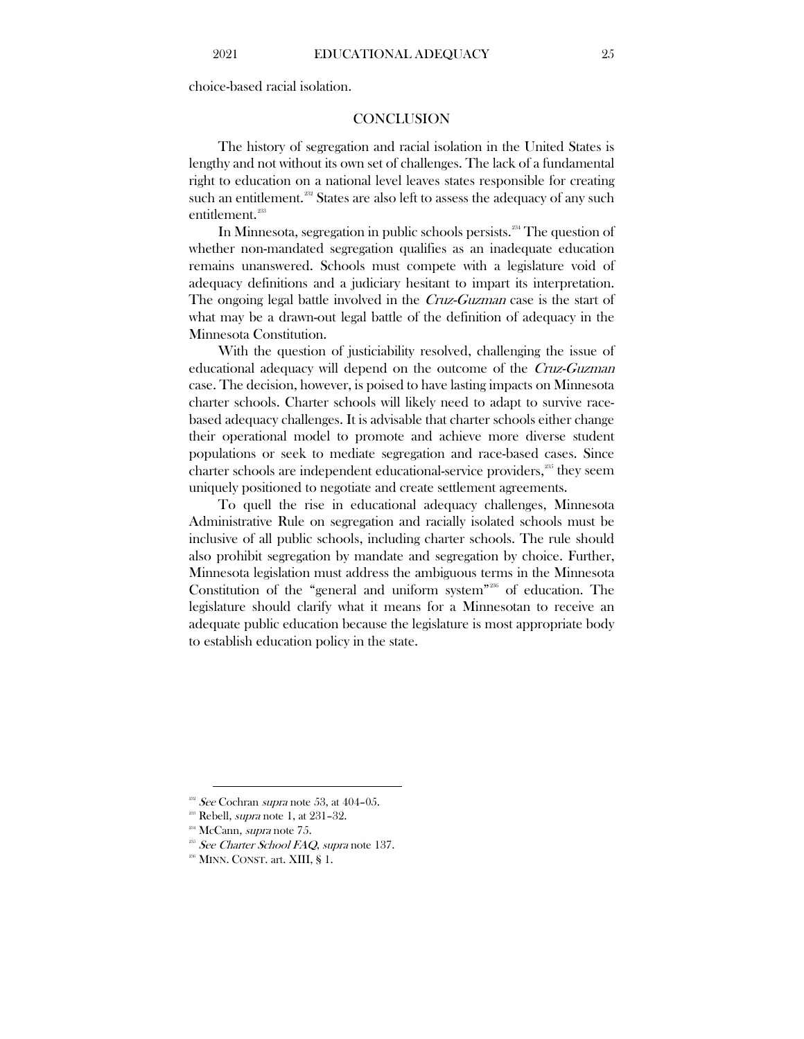choice-based racial isolation.

## CONCLUSION

The history of segregation and racial isolation in the United States is lengthy and not without its own set of challenges. The lack of a fundamental right to education on a national level leaves states responsible for creating such an entitlement.[232] States are also left to assess the adequacy of any such entitlement.[233]

In Minnesota, segregation in public schools persists.[234] The question of whether non-mandated segregation qualifies as an inadequate education remains unanswered. Schools must compete with a legislature void of adequacy definitions and a judiciary hesitant to impart its interpretation. The ongoing legal battle involved in the *Cruz-Guzman* case is the start of what may be a drawn-out legal battle of the definition of adequacy in the Minnesota Constitution.

With the question of justiciability resolved, challenging the issue of educational adequacy will depend on the outcome of the *Cruz-Guzman* case. The decision, however, is poised to have lasting impacts on Minnesota charter schools. Charter schools will likely need to adapt to survive race-based adequacy challenges. It is advisable that charter schools either change their operational model to promote and achieve more diverse student populations or seek to mediate segregation and race-based cases. Since charter schools are independent educational-service providers,[235] they seem uniquely positioned to negotiate and create settlement agreements.

To quell the rise in educational adequacy challenges, Minnesota Administrative Rule on segregation and racially isolated schools must be inclusive of all public schools, including charter schools. The rule should also prohibit segregation by mandate and segregation by choice. Further, Minnesota legislation must address the ambiguous terms in the Minnesota Constitution of the "general and uniform system"[236] of education. The legislature should clarify what it means for a Minnesotan to receive an adequate public education because the legislature is most appropriate body to establish education policy in the state.

---

[232] *See* Cochran *supra* note 53, at 404–05.

[233] Rebell, *supra* note 1, at 231–32.

[234] McCann, *supra* note 75.

[235] *See Charter School FAQ*, *supra* note 137.

[236] MINN. CONST. art. XIII, § 1.